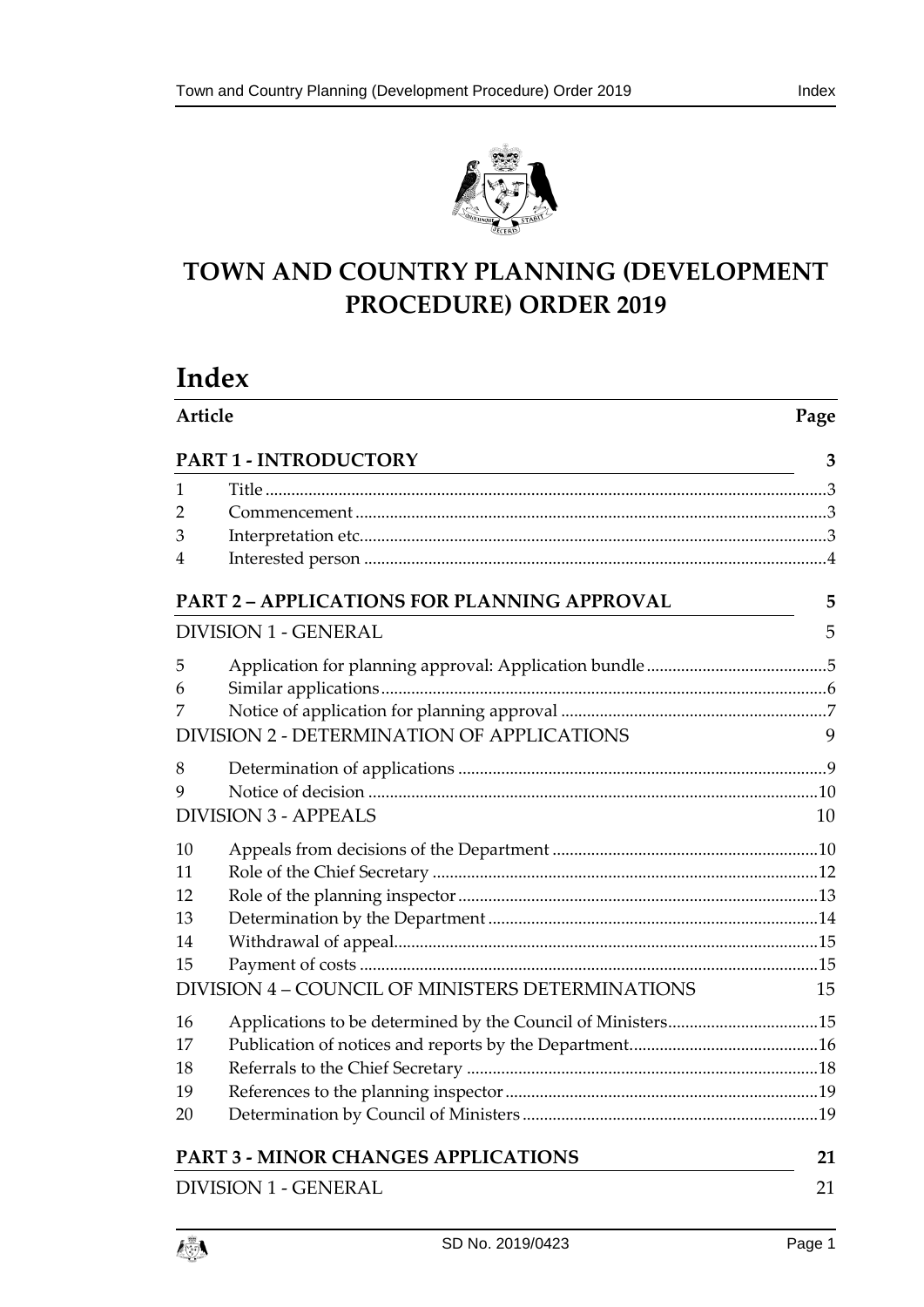# TOWN AND COUNTRY PLANNING (DEVELOPMENT PROCEDURE) ORDER 2019

# Index

| Article | | Page |
|---|---|---|
| **PART 1 - INTRODUCTORY** | | **3** |
| 1 | Title | 3 |
| 2 | Commencement | 3 |
| 3 | Interpretation etc. | 3 |
| 4 | Interested person | 4 |
| **PART 2 – APPLICATIONS FOR PLANNING APPROVAL** | | **5** |
| DIVISION 1 - GENERAL | | 5 |
| 5 | Application for planning approval: Application bundle | 5 |
| 6 | Similar applications | 6 |
| 7 | Notice of application for planning approval | 7 |
| DIVISION 2 - DETERMINATION OF APPLICATIONS | | 9 |
| 8 | Determination of applications | 9 |
| 9 | Notice of decision | 10 |
| DIVISION 3 - APPEALS | | 10 |
| 10 | Appeals from decisions of the Department | 10 |
| 11 | Role of the Chief Secretary | 12 |
| 12 | Role of the planning inspector | 13 |
| 13 | Determination by the Department | 14 |
| 14 | Withdrawal of appeal | 15 |
| 15 | Payment of costs | 15 |
| DIVISION 4 – COUNCIL OF MINISTERS DETERMINATIONS | | 15 |
| 16 | Applications to be determined by the Council of Ministers | 15 |
| 17 | Publication of notices and reports by the Department | 16 |
| 18 | Referrals to the Chief Secretary | 18 |
| 19 | References to the planning inspector | 19 |
| 20 | Determination by Council of Ministers | 19 |
| **PART 3 - MINOR CHANGES APPLICATIONS** | | **21** |
| DIVISION 1 - GENERAL | | 21 |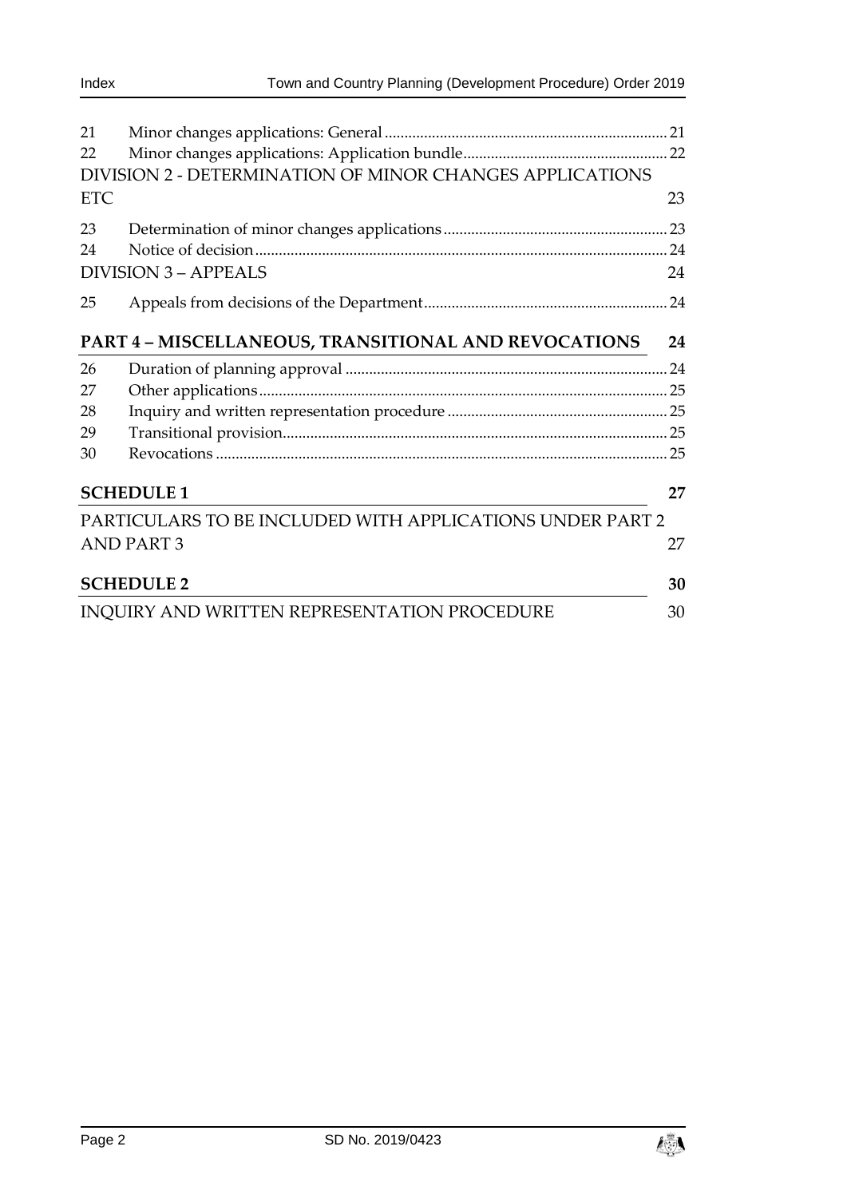| | | |
|---|---|---|
| 21 | Minor changes applications: General | 21 |
| 22 | Minor changes applications: Application bundle | 22 |
| | DIVISION 2 - DETERMINATION OF MINOR CHANGES APPLICATIONS ETC | 23 |
| 23 | Determination of minor changes applications | 23 |
| 24 | Notice of decision | 24 |
| | DIVISION 3 – APPEALS | 24 |
| 25 | Appeals from decisions of the Department | 24 |

**PART 4 – MISCELLANEOUS, TRANSITIONAL AND REVOCATIONS 24**

| | | |
|---|---|---|
| 26 | Duration of planning approval | 24 |
| 27 | Other applications | 25 |
| 28 | Inquiry and written representation procedure | 25 |
| 29 | Transitional provision | 25 |
| 30 | Revocations | 25 |

**SCHEDULE 1 27**

PARTICULARS TO BE INCLUDED WITH APPLICATIONS UNDER PART 2 AND PART 3 27

**SCHEDULE 2 30**

INQUIRY AND WRITTEN REPRESENTATION PROCEDURE 30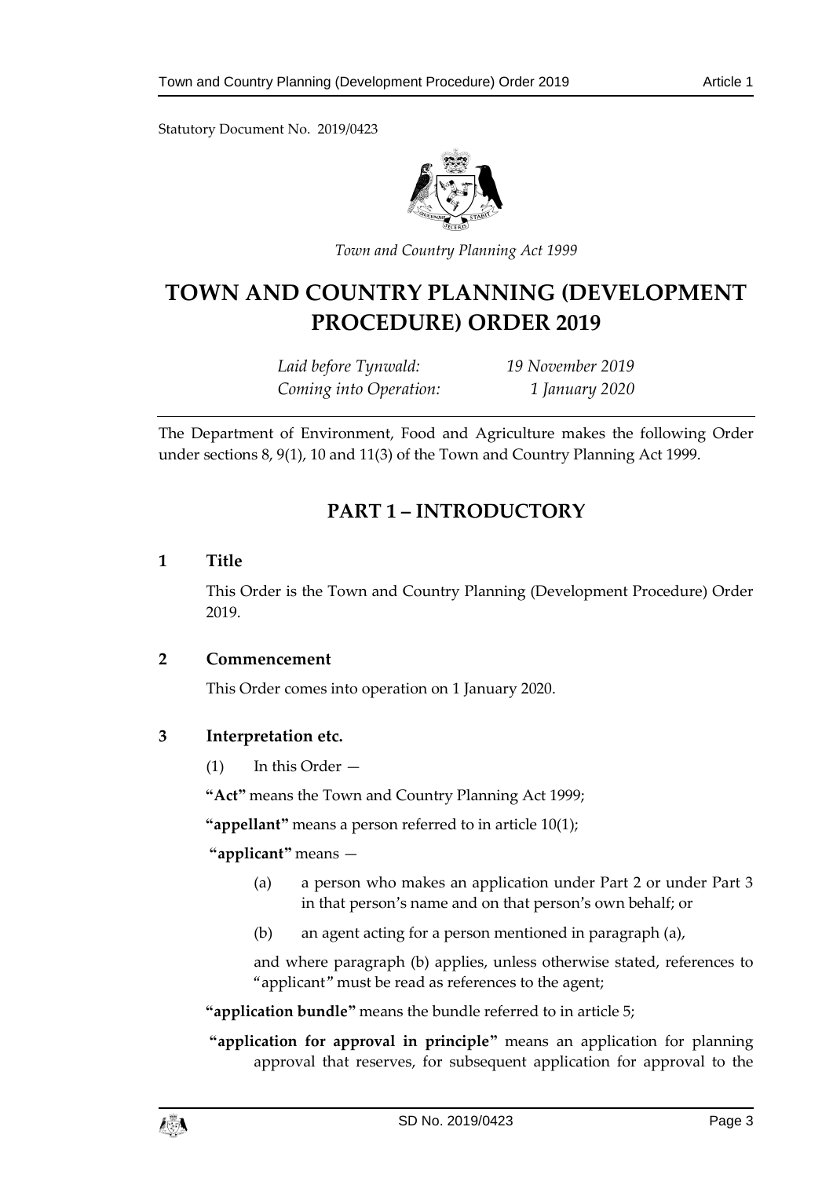Statutory Document No. 2019/0423

*Town and Country Planning Act 1999*

# TOWN AND COUNTRY PLANNING (DEVELOPMENT PROCEDURE) ORDER 2019

*Laid before Tynwald:* *19 November 2019*
*Coming into Operation:* *1 January 2020*

The Department of Environment, Food and Agriculture makes the following Order under sections 8, 9(1), 10 and 11(3) of the Town and Country Planning Act 1999.

## PART 1 – INTRODUCTORY

### 1 Title

This Order is the Town and Country Planning (Development Procedure) Order 2019.

### 2 Commencement

This Order comes into operation on 1 January 2020.

### 3 Interpretation etc.

(1) In this Order —

**"Act"** means the Town and Country Planning Act 1999;

**"appellant"** means a person referred to in article 10(1);

**"applicant"** means —

(a) a person who makes an application under Part 2 or under Part 3 in that person's name and on that person's own behalf; or

(b) an agent acting for a person mentioned in paragraph (a),

and where paragraph (b) applies, unless otherwise stated, references to "applicant" must be read as references to the agent;

**"application bundle"** means the bundle referred to in article 5;

**"application for approval in principle"** means an application for planning approval that reserves, for subsequent application for approval to the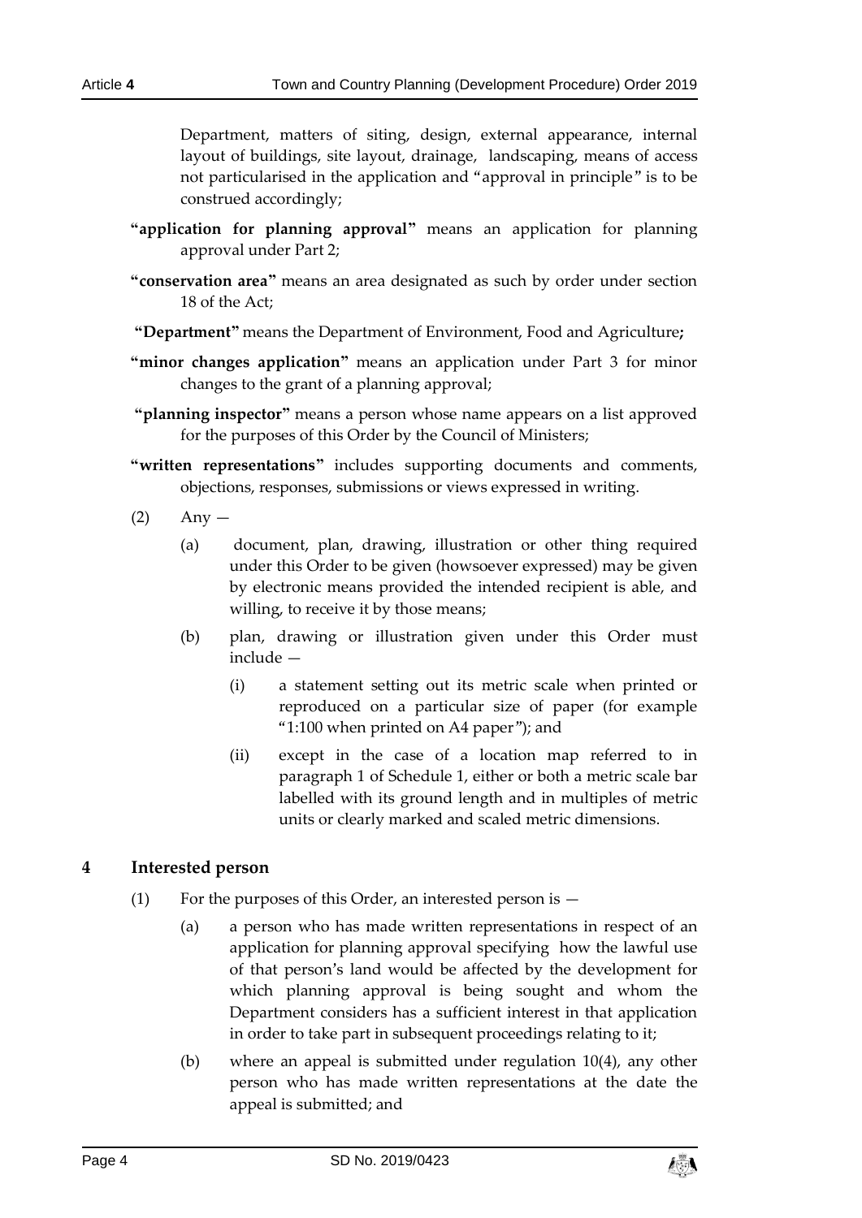Department, matters of siting, design, external appearance, internal layout of buildings, site layout, drainage, landscaping, means of access not particularised in the application and "approval in principle" is to be construed accordingly;

**"application for planning approval"** means an application for planning approval under Part 2;

**"conservation area"** means an area designated as such by order under section 18 of the Act;

**"Department"** means the Department of Environment, Food and Agriculture**;**

**"minor changes application"** means an application under Part 3 for minor changes to the grant of a planning approval;

**"planning inspector"** means a person whose name appears on a list approved for the purposes of this Order by the Council of Ministers;

**"written representations"** includes supporting documents and comments, objections, responses, submissions or views expressed in writing.

(2) Any —

(a) document, plan, drawing, illustration or other thing required under this Order to be given (howsoever expressed) may be given by electronic means provided the intended recipient is able, and willing, to receive it by those means;

(b) plan, drawing or illustration given under this Order must include —

(i) a statement setting out its metric scale when printed or reproduced on a particular size of paper (for example "1:100 when printed on A4 paper"); and

(ii) except in the case of a location map referred to in paragraph 1 of Schedule 1, either or both a metric scale bar labelled with its ground length and in multiples of metric units or clearly marked and scaled metric dimensions.

## 4 Interested person

(1) For the purposes of this Order, an interested person is —

(a) a person who has made written representations in respect of an application for planning approval specifying how the lawful use of that person's land would be affected by the development for which planning approval is being sought and whom the Department considers has a sufficient interest in that application in order to take part in subsequent proceedings relating to it;

(b) where an appeal is submitted under regulation 10(4), any other person who has made written representations at the date the appeal is submitted; and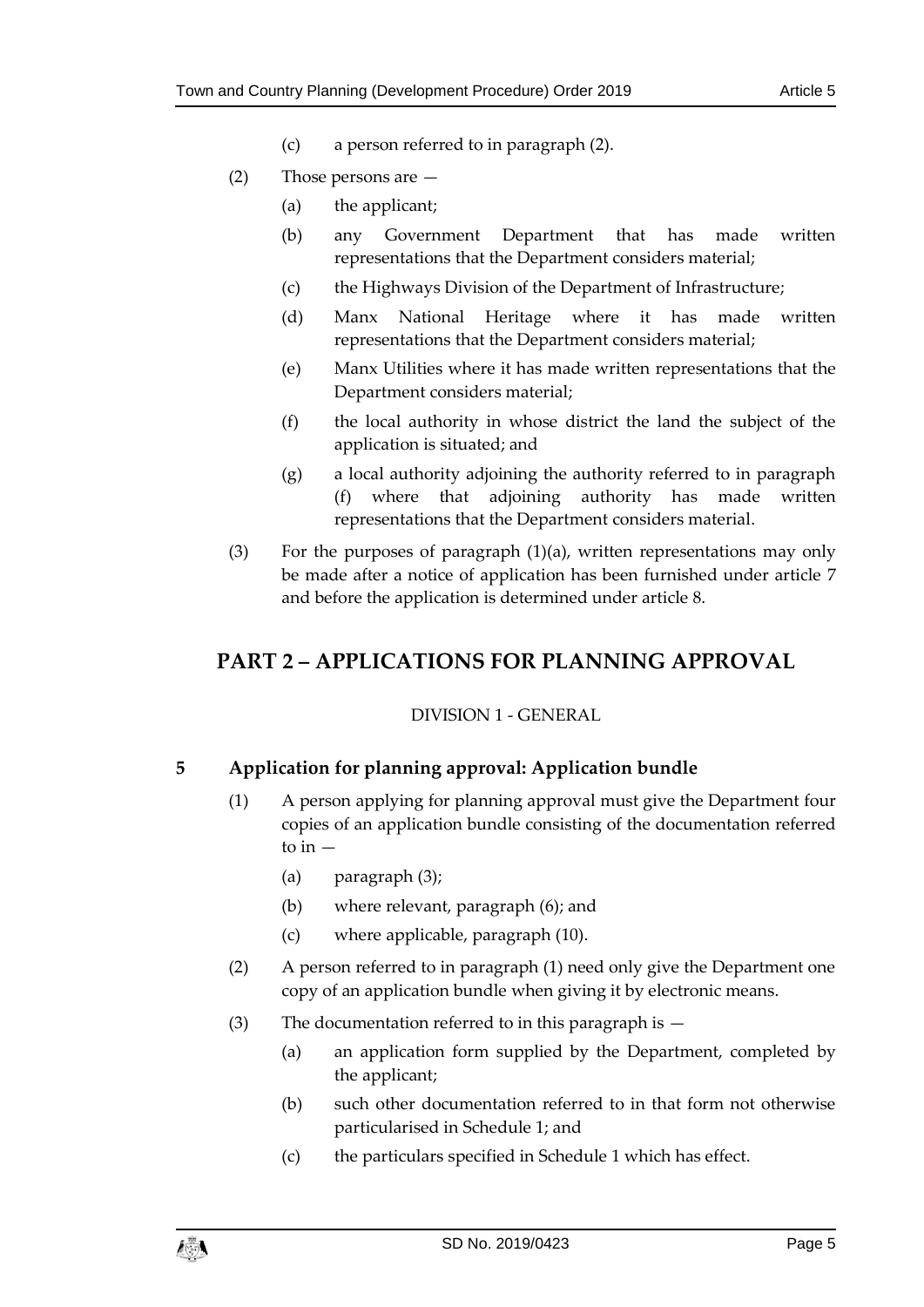(c) a person referred to in paragraph (2).

(2) Those persons are —

(a) the applicant;

(b) any Government Department that has made written representations that the Department considers material;

(c) the Highways Division of the Department of Infrastructure;

(d) Manx National Heritage where it has made written representations that the Department considers material;

(e) Manx Utilities where it has made written representations that the Department considers material;

(f) the local authority in whose district the land the subject of the application is situated; and

(g) a local authority adjoining the authority referred to in paragraph (f) where that adjoining authority has made written representations that the Department considers material.

(3) For the purposes of paragraph (1)(a), written representations may only be made after a notice of application has been furnished under article 7 and before the application is determined under article 8.

# PART 2 – APPLICATIONS FOR PLANNING APPROVAL

DIVISION 1 - GENERAL

## 5 Application for planning approval: Application bundle

(1) A person applying for planning approval must give the Department four copies of an application bundle consisting of the documentation referred to in —

(a) paragraph (3);

(b) where relevant, paragraph (6); and

(c) where applicable, paragraph (10).

(2) A person referred to in paragraph (1) need only give the Department one copy of an application bundle when giving it by electronic means.

(3) The documentation referred to in this paragraph is —

(a) an application form supplied by the Department, completed by the applicant;

(b) such other documentation referred to in that form not otherwise particularised in Schedule 1; and

(c) the particulars specified in Schedule 1 which has effect.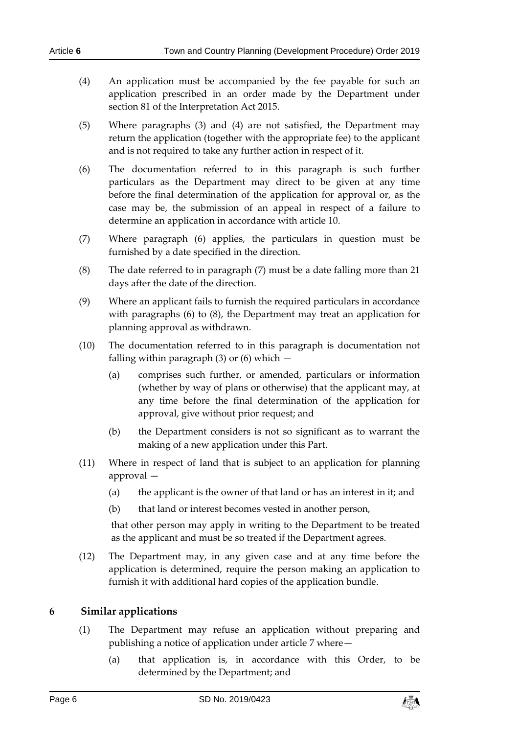(4) An application must be accompanied by the fee payable for such an application prescribed in an order made by the Department under section 81 of the Interpretation Act 2015.

(5) Where paragraphs (3) and (4) are not satisfied, the Department may return the application (together with the appropriate fee) to the applicant and is not required to take any further action in respect of it.

(6) The documentation referred to in this paragraph is such further particulars as the Department may direct to be given at any time before the final determination of the application for approval or, as the case may be, the submission of an appeal in respect of a failure to determine an application in accordance with article 10.

(7) Where paragraph (6) applies, the particulars in question must be furnished by a date specified in the direction.

(8) The date referred to in paragraph (7) must be a date falling more than 21 days after the date of the direction.

(9) Where an applicant fails to furnish the required particulars in accordance with paragraphs (6) to (8), the Department may treat an application for planning approval as withdrawn.

(10) The documentation referred to in this paragraph is documentation not falling within paragraph (3) or (6) which —

   (a) comprises such further, or amended, particulars or information (whether by way of plans or otherwise) that the applicant may, at any time before the final determination of the application for approval, give without prior request; and

   (b) the Department considers is not so significant as to warrant the making of a new application under this Part.

(11) Where in respect of land that is subject to an application for planning approval —

   (a) the applicant is the owner of that land or has an interest in it; and

   (b) that land or interest becomes vested in another person,

   that other person may apply in writing to the Department to be treated as the applicant and must be so treated if the Department agrees.

(12) The Department may, in any given case and at any time before the application is determined, require the person making an application to furnish it with additional hard copies of the application bundle.

## 6 Similar applications

(1) The Department may refuse an application without preparing and publishing a notice of application under article 7 where—

   (a) that application is, in accordance with this Order, to be determined by the Department; and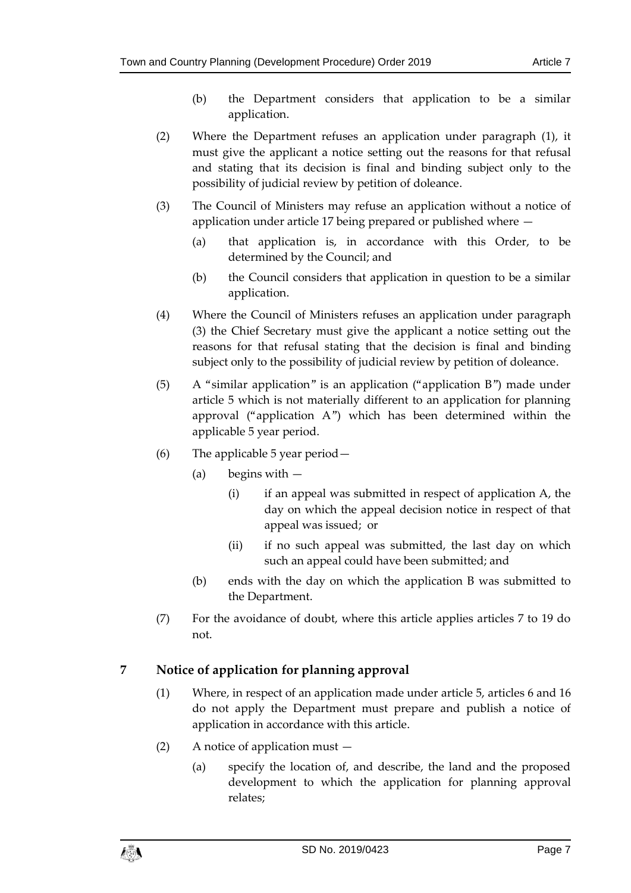(b) the Department considers that application to be a similar application.

(2) Where the Department refuses an application under paragraph (1), it must give the applicant a notice setting out the reasons for that refusal and stating that its decision is final and binding subject only to the possibility of judicial review by petition of doleance.

(3) The Council of Ministers may refuse an application without a notice of application under article 17 being prepared or published where —

(a) that application is, in accordance with this Order, to be determined by the Council; and

(b) the Council considers that application in question to be a similar application.

(4) Where the Council of Ministers refuses an application under paragraph (3) the Chief Secretary must give the applicant a notice setting out the reasons for that refusal stating that the decision is final and binding subject only to the possibility of judicial review by petition of doleance.

(5) A "similar application" is an application ("application B") made under article 5 which is not materially different to an application for planning approval ("application A") which has been determined within the applicable 5 year period.

(6) The applicable 5 year period—

(a) begins with —

(i) if an appeal was submitted in respect of application A, the day on which the appeal decision notice in respect of that appeal was issued; or

(ii) if no such appeal was submitted, the last day on which such an appeal could have been submitted; and

(b) ends with the day on which the application B was submitted to the Department.

(7) For the avoidance of doubt, where this article applies articles 7 to 19 do not.

## 7 Notice of application for planning approval

(1) Where, in respect of an application made under article 5, articles 6 and 16 do not apply the Department must prepare and publish a notice of application in accordance with this article.

(2) A notice of application must —

(a) specify the location of, and describe, the land and the proposed development to which the application for planning approval relates;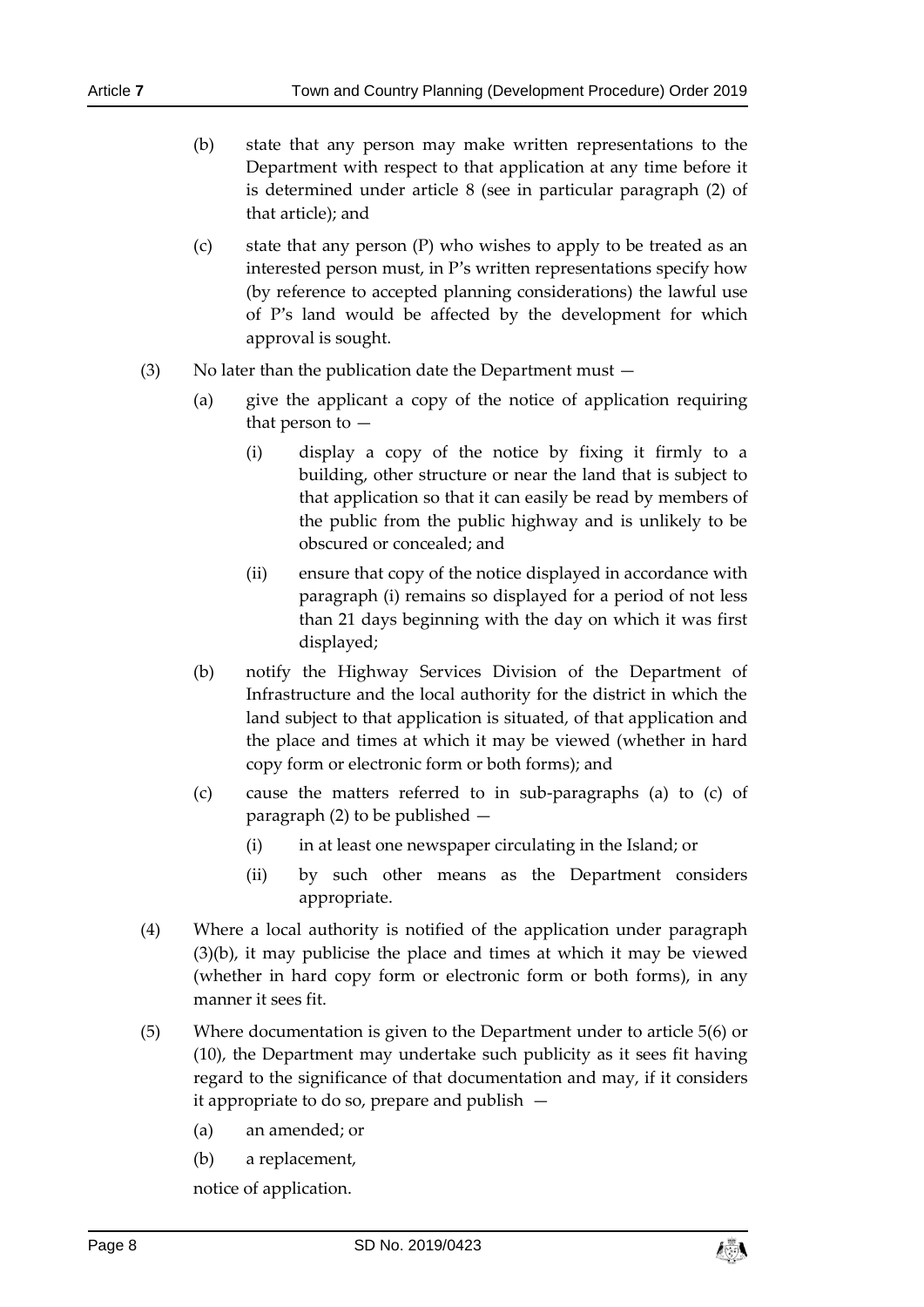(b) state that any person may make written representations to the Department with respect to that application at any time before it is determined under article 8 (see in particular paragraph (2) of that article); and

(c) state that any person (P) who wishes to apply to be treated as an interested person must, in P's written representations specify how (by reference to accepted planning considerations) the lawful use of P's land would be affected by the development for which approval is sought.

(3) No later than the publication date the Department must —

(a) give the applicant a copy of the notice of application requiring that person to —

(i) display a copy of the notice by fixing it firmly to a building, other structure or near the land that is subject to that application so that it can easily be read by members of the public from the public highway and is unlikely to be obscured or concealed; and

(ii) ensure that copy of the notice displayed in accordance with paragraph (i) remains so displayed for a period of not less than 21 days beginning with the day on which it was first displayed;

(b) notify the Highway Services Division of the Department of Infrastructure and the local authority for the district in which the land subject to that application is situated, of that application and the place and times at which it may be viewed (whether in hard copy form or electronic form or both forms); and

(c) cause the matters referred to in sub-paragraphs (a) to (c) of paragraph (2) to be published —

(i) in at least one newspaper circulating in the Island; or

(ii) by such other means as the Department considers appropriate.

(4) Where a local authority is notified of the application under paragraph (3)(b), it may publicise the place and times at which it may be viewed (whether in hard copy form or electronic form or both forms), in any manner it sees fit.

(5) Where documentation is given to the Department under to article 5(6) or (10), the Department may undertake such publicity as it sees fit having regard to the significance of that documentation and may, if it considers it appropriate to do so, prepare and publish —

(a) an amended; or

(b) a replacement,

notice of application.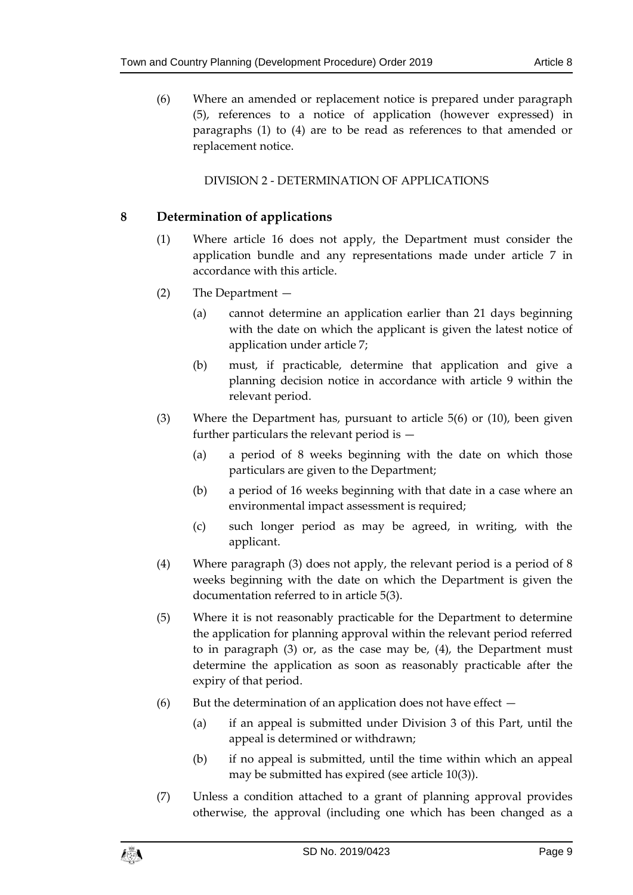(6) Where an amended or replacement notice is prepared under paragraph (5), references to a notice of application (however expressed) in paragraphs (1) to (4) are to be read as references to that amended or replacement notice.

DIVISION 2 - DETERMINATION OF APPLICATIONS

## 8 Determination of applications

(1) Where article 16 does not apply, the Department must consider the application bundle and any representations made under article 7 in accordance with this article.

(2) The Department —

(a) cannot determine an application earlier than 21 days beginning with the date on which the applicant is given the latest notice of application under article 7;

(b) must, if practicable, determine that application and give a planning decision notice in accordance with article 9 within the relevant period.

(3) Where the Department has, pursuant to article 5(6) or (10), been given further particulars the relevant period is —

(a) a period of 8 weeks beginning with the date on which those particulars are given to the Department;

(b) a period of 16 weeks beginning with that date in a case where an environmental impact assessment is required;

(c) such longer period as may be agreed, in writing, with the applicant.

(4) Where paragraph (3) does not apply, the relevant period is a period of 8 weeks beginning with the date on which the Department is given the documentation referred to in article 5(3).

(5) Where it is not reasonably practicable for the Department to determine the application for planning approval within the relevant period referred to in paragraph (3) or, as the case may be, (4), the Department must determine the application as soon as reasonably practicable after the expiry of that period.

(6) But the determination of an application does not have effect —

(a) if an appeal is submitted under Division 3 of this Part, until the appeal is determined or withdrawn;

(b) if no appeal is submitted, until the time within which an appeal may be submitted has expired (see article 10(3)).

(7) Unless a condition attached to a grant of planning approval provides otherwise, the approval (including one which has been changed as a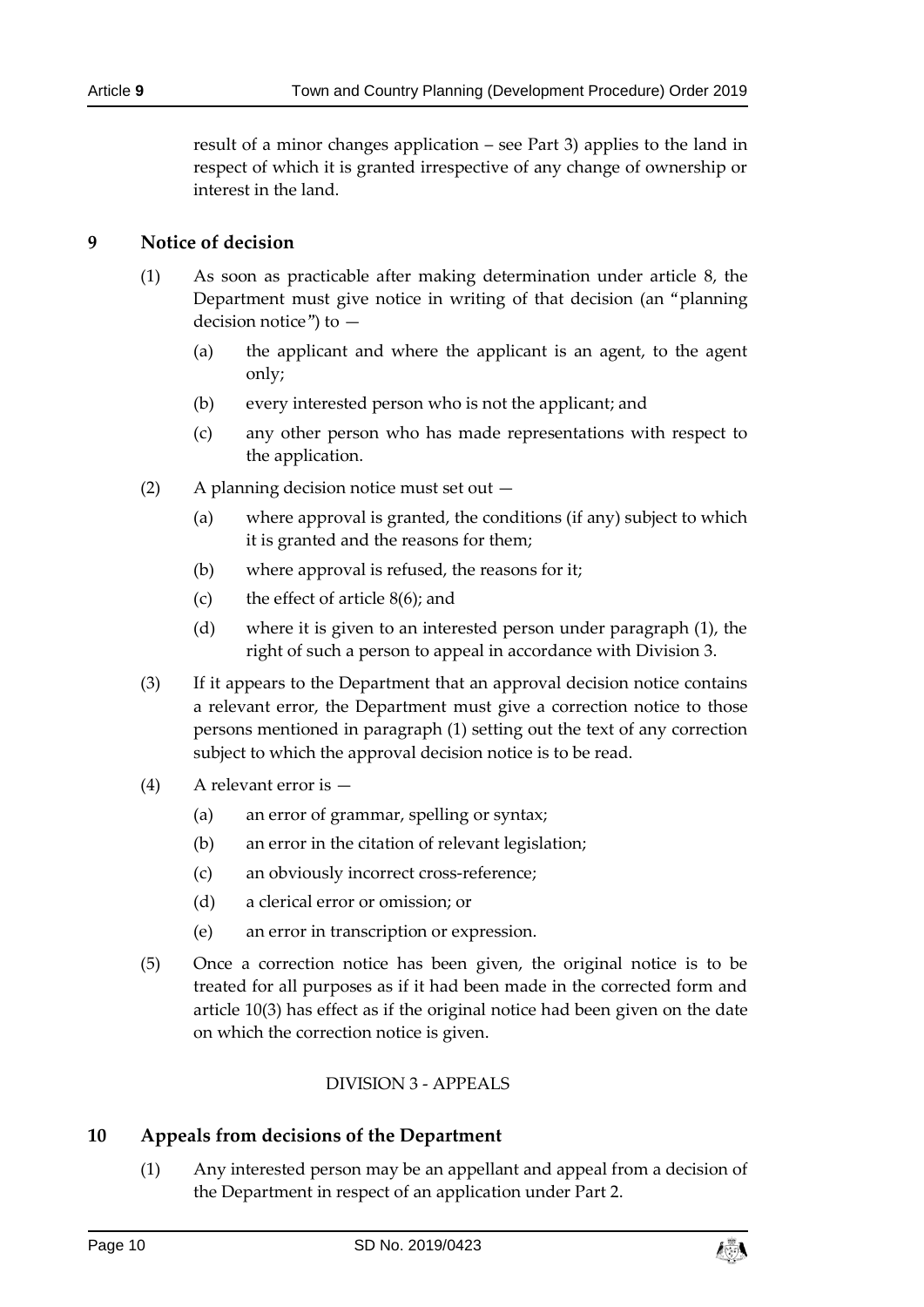result of a minor changes application – see Part 3) applies to the land in respect of which it is granted irrespective of any change of ownership or interest in the land.

## 9 Notice of decision

(1) As soon as practicable after making determination under article 8, the Department must give notice in writing of that decision (an "planning decision notice") to —

(a) the applicant and where the applicant is an agent, to the agent only;

(b) every interested person who is not the applicant; and

(c) any other person who has made representations with respect to the application.

(2) A planning decision notice must set out —

(a) where approval is granted, the conditions (if any) subject to which it is granted and the reasons for them;

(b) where approval is refused, the reasons for it;

(c) the effect of article 8(6); and

(d) where it is given to an interested person under paragraph (1), the right of such a person to appeal in accordance with Division 3.

(3) If it appears to the Department that an approval decision notice contains a relevant error, the Department must give a correction notice to those persons mentioned in paragraph (1) setting out the text of any correction subject to which the approval decision notice is to be read.

(4) A relevant error is —

(a) an error of grammar, spelling or syntax;

(b) an error in the citation of relevant legislation;

(c) an obviously incorrect cross-reference;

(d) a clerical error or omission; or

(e) an error in transcription or expression.

(5) Once a correction notice has been given, the original notice is to be treated for all purposes as if it had been made in the corrected form and article 10(3) has effect as if the original notice had been given on the date on which the correction notice is given.

### DIVISION 3 - APPEALS

## 10 Appeals from decisions of the Department

(1) Any interested person may be an appellant and appeal from a decision of the Department in respect of an application under Part 2.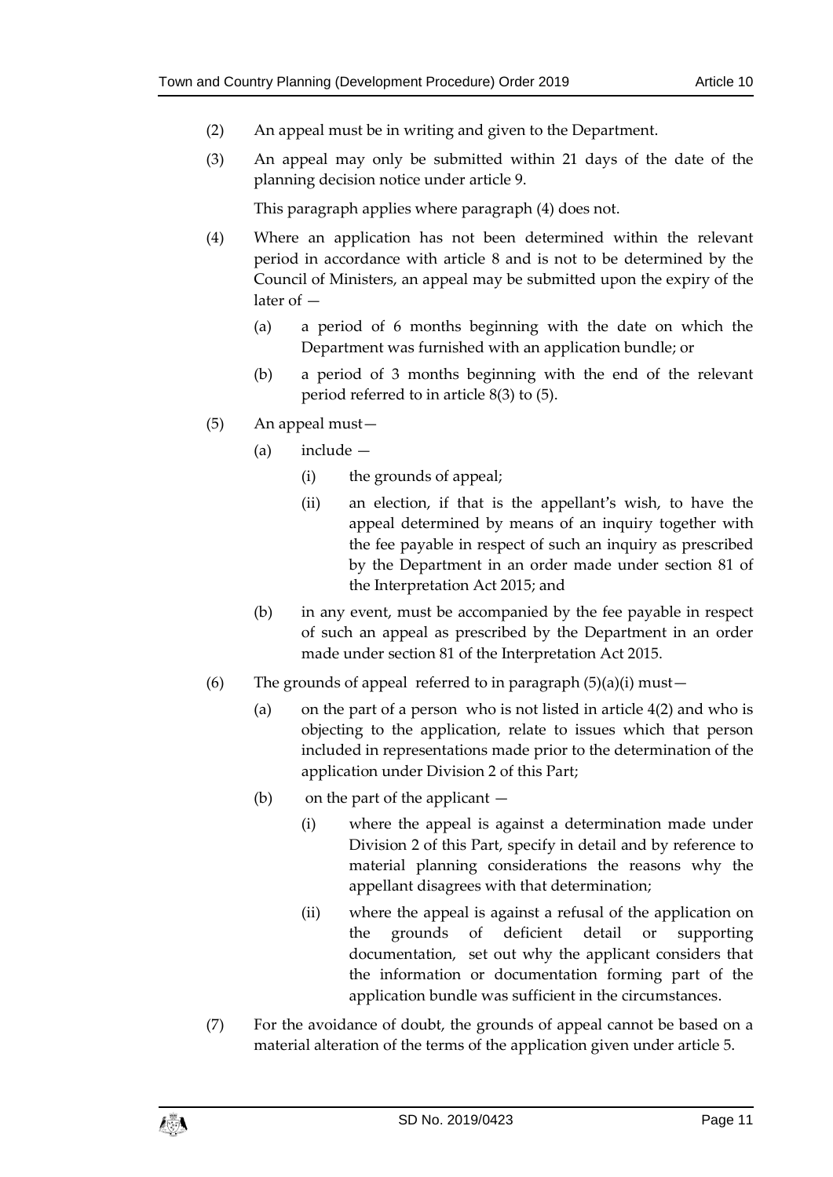(2) An appeal must be in writing and given to the Department.

(3) An appeal may only be submitted within 21 days of the date of the planning decision notice under article 9.

This paragraph applies where paragraph (4) does not.

(4) Where an application has not been determined within the relevant period in accordance with article 8 and is not to be determined by the Council of Ministers, an appeal may be submitted upon the expiry of the later of —

(a) a period of 6 months beginning with the date on which the Department was furnished with an application bundle; or

(b) a period of 3 months beginning with the end of the relevant period referred to in article 8(3) to (5).

(5) An appeal must—

(a) include —

(i) the grounds of appeal;

(ii) an election, if that is the appellant's wish, to have the appeal determined by means of an inquiry together with the fee payable in respect of such an inquiry as prescribed by the Department in an order made under section 81 of the Interpretation Act 2015; and

(b) in any event, must be accompanied by the fee payable in respect of such an appeal as prescribed by the Department in an order made under section 81 of the Interpretation Act 2015.

(6) The grounds of appeal referred to in paragraph (5)(a)(i) must—

(a) on the part of a person who is not listed in article 4(2) and who is objecting to the application, relate to issues which that person included in representations made prior to the determination of the application under Division 2 of this Part;

(b) on the part of the applicant —

(i) where the appeal is against a determination made under Division 2 of this Part, specify in detail and by reference to material planning considerations the reasons why the appellant disagrees with that determination;

(ii) where the appeal is against a refusal of the application on the grounds of deficient detail or supporting documentation, set out why the applicant considers that the information or documentation forming part of the application bundle was sufficient in the circumstances.

(7) For the avoidance of doubt, the grounds of appeal cannot be based on a material alteration of the terms of the application given under article 5.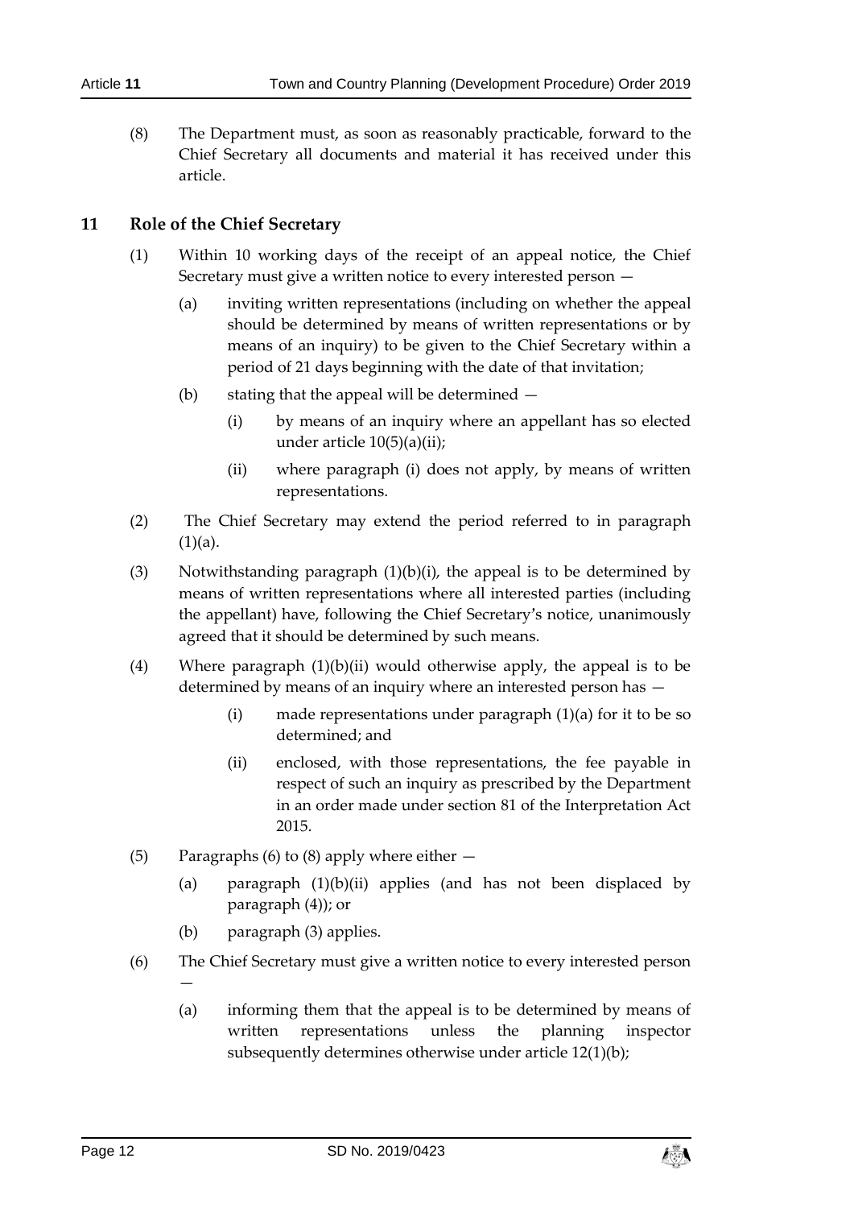(8) The Department must, as soon as reasonably practicable, forward to the Chief Secretary all documents and material it has received under this article.

## 11 Role of the Chief Secretary

(1) Within 10 working days of the receipt of an appeal notice, the Chief Secretary must give a written notice to every interested person —

(a) inviting written representations (including on whether the appeal should be determined by means of written representations or by means of an inquiry) to be given to the Chief Secretary within a period of 21 days beginning with the date of that invitation;

(b) stating that the appeal will be determined —

(i) by means of an inquiry where an appellant has so elected under article 10(5)(a)(ii);

(ii) where paragraph (i) does not apply, by means of written representations.

(2) The Chief Secretary may extend the period referred to in paragraph (1)(a).

(3) Notwithstanding paragraph (1)(b)(i), the appeal is to be determined by means of written representations where all interested parties (including the appellant) have, following the Chief Secretary's notice, unanimously agreed that it should be determined by such means.

(4) Where paragraph (1)(b)(ii) would otherwise apply, the appeal is to be determined by means of an inquiry where an interested person has —

(i) made representations under paragraph (1)(a) for it to be so determined; and

(ii) enclosed, with those representations, the fee payable in respect of such an inquiry as prescribed by the Department in an order made under section 81 of the Interpretation Act 2015.

(5) Paragraphs (6) to (8) apply where either —

(a) paragraph (1)(b)(ii) applies (and has not been displaced by paragraph (4)); or

(b) paragraph (3) applies.

(6) The Chief Secretary must give a written notice to every interested person —

(a) informing them that the appeal is to be determined by means of written representations unless the planning inspector subsequently determines otherwise under article 12(1)(b);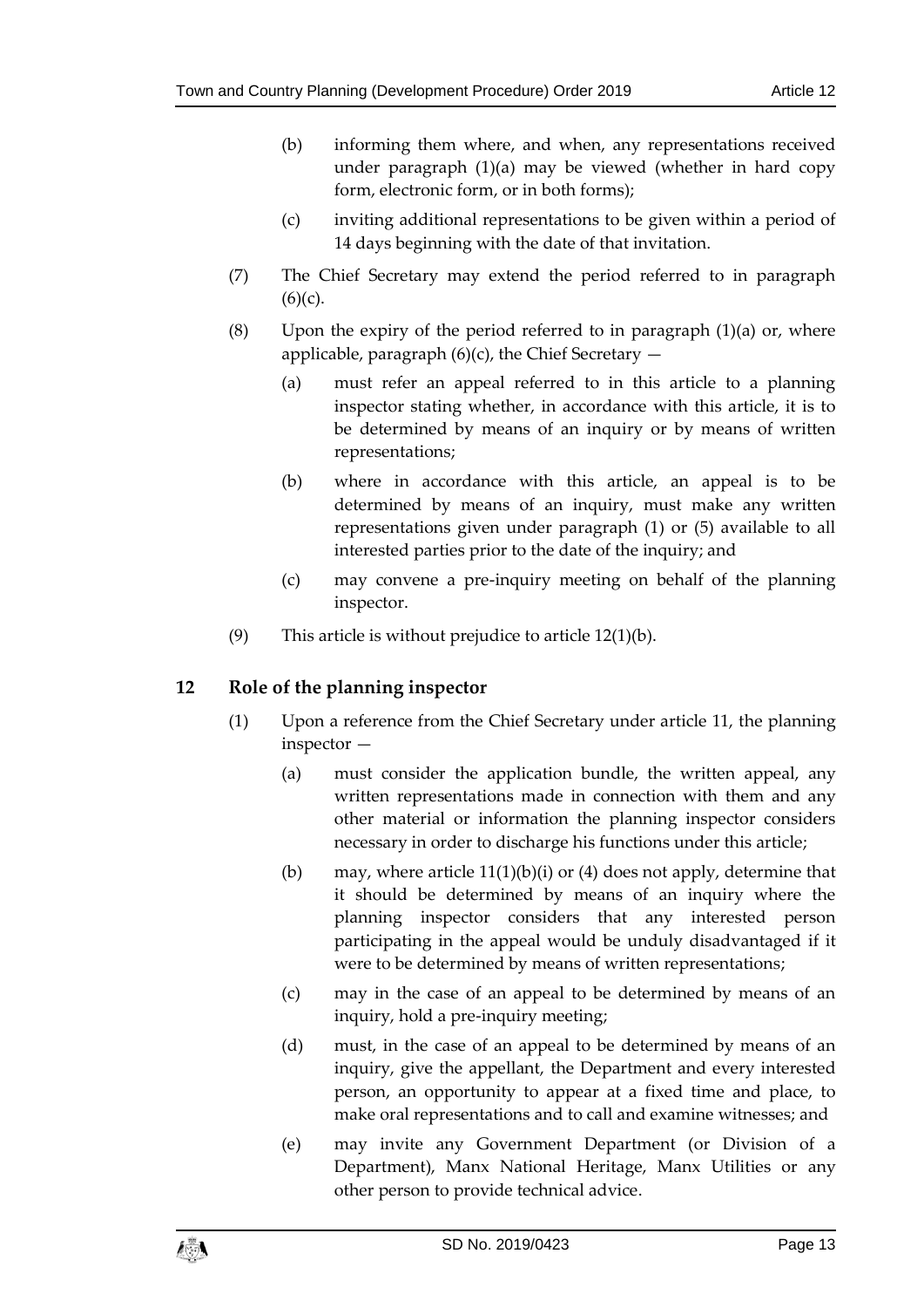(b) informing them where, and when, any representations received under paragraph (1)(a) may be viewed (whether in hard copy form, electronic form, or in both forms);

(c) inviting additional representations to be given within a period of 14 days beginning with the date of that invitation.

(7) The Chief Secretary may extend the period referred to in paragraph (6)(c).

(8) Upon the expiry of the period referred to in paragraph (1)(a) or, where applicable, paragraph (6)(c), the Chief Secretary —

(a) must refer an appeal referred to in this article to a planning inspector stating whether, in accordance with this article, it is to be determined by means of an inquiry or by means of written representations;

(b) where in accordance with this article, an appeal is to be determined by means of an inquiry, must make any written representations given under paragraph (1) or (5) available to all interested parties prior to the date of the inquiry; and

(c) may convene a pre-inquiry meeting on behalf of the planning inspector.

(9) This article is without prejudice to article 12(1)(b).

## 12 Role of the planning inspector

(1) Upon a reference from the Chief Secretary under article 11, the planning inspector —

(a) must consider the application bundle, the written appeal, any written representations made in connection with them and any other material or information the planning inspector considers necessary in order to discharge his functions under this article;

(b) may, where article 11(1)(b)(i) or (4) does not apply, determine that it should be determined by means of an inquiry where the planning inspector considers that any interested person participating in the appeal would be unduly disadvantaged if it were to be determined by means of written representations;

(c) may in the case of an appeal to be determined by means of an inquiry, hold a pre-inquiry meeting;

(d) must, in the case of an appeal to be determined by means of an inquiry, give the appellant, the Department and every interested person, an opportunity to appear at a fixed time and place, to make oral representations and to call and examine witnesses; and

(e) may invite any Government Department (or Division of a Department), Manx National Heritage, Manx Utilities or any other person to provide technical advice.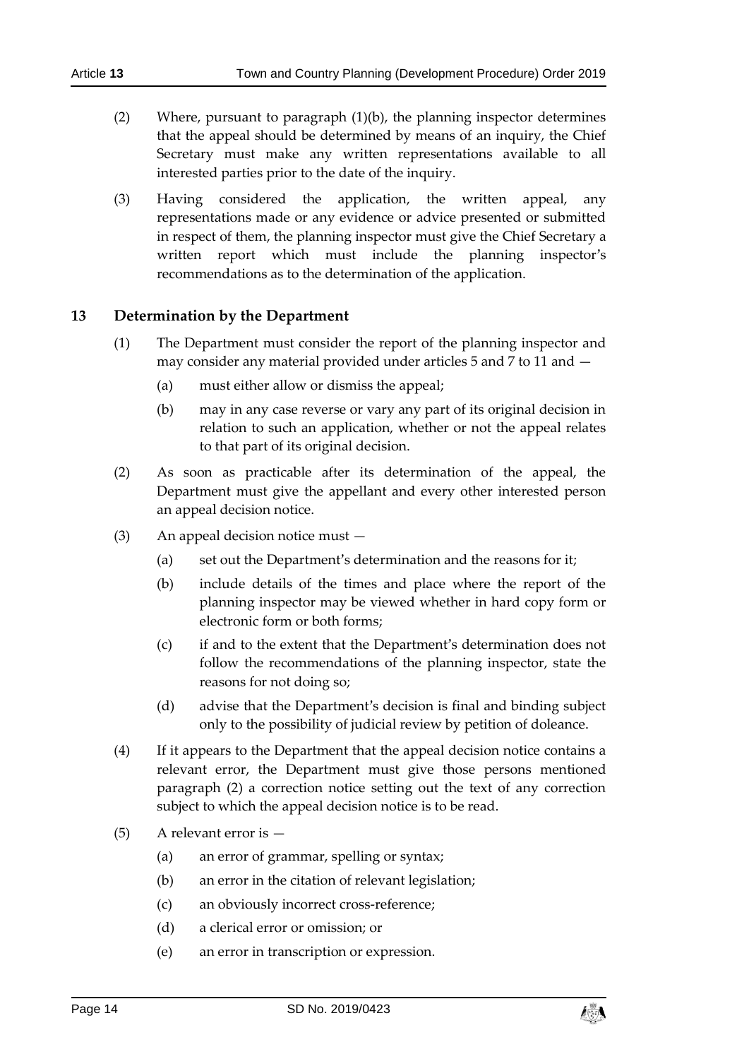(2) Where, pursuant to paragraph (1)(b), the planning inspector determines that the appeal should be determined by means of an inquiry, the Chief Secretary must make any written representations available to all interested parties prior to the date of the inquiry.

(3) Having considered the application, the written appeal, any representations made or any evidence or advice presented or submitted in respect of them, the planning inspector must give the Chief Secretary a written report which must include the planning inspector's recommendations as to the determination of the application.

## 13 Determination by the Department

(1) The Department must consider the report of the planning inspector and may consider any material provided under articles 5 and 7 to 11 and —

(a) must either allow or dismiss the appeal;

(b) may in any case reverse or vary any part of its original decision in relation to such an application, whether or not the appeal relates to that part of its original decision.

(2) As soon as practicable after its determination of the appeal, the Department must give the appellant and every other interested person an appeal decision notice.

(3) An appeal decision notice must —

(a) set out the Department's determination and the reasons for it;

(b) include details of the times and place where the report of the planning inspector may be viewed whether in hard copy form or electronic form or both forms;

(c) if and to the extent that the Department's determination does not follow the recommendations of the planning inspector, state the reasons for not doing so;

(d) advise that the Department's decision is final and binding subject only to the possibility of judicial review by petition of doleance.

(4) If it appears to the Department that the appeal decision notice contains a relevant error, the Department must give those persons mentioned paragraph (2) a correction notice setting out the text of any correction subject to which the appeal decision notice is to be read.

(5) A relevant error is —

(a) an error of grammar, spelling or syntax;

(b) an error in the citation of relevant legislation;

(c) an obviously incorrect cross-reference;

(d) a clerical error or omission; or

(e) an error in transcription or expression.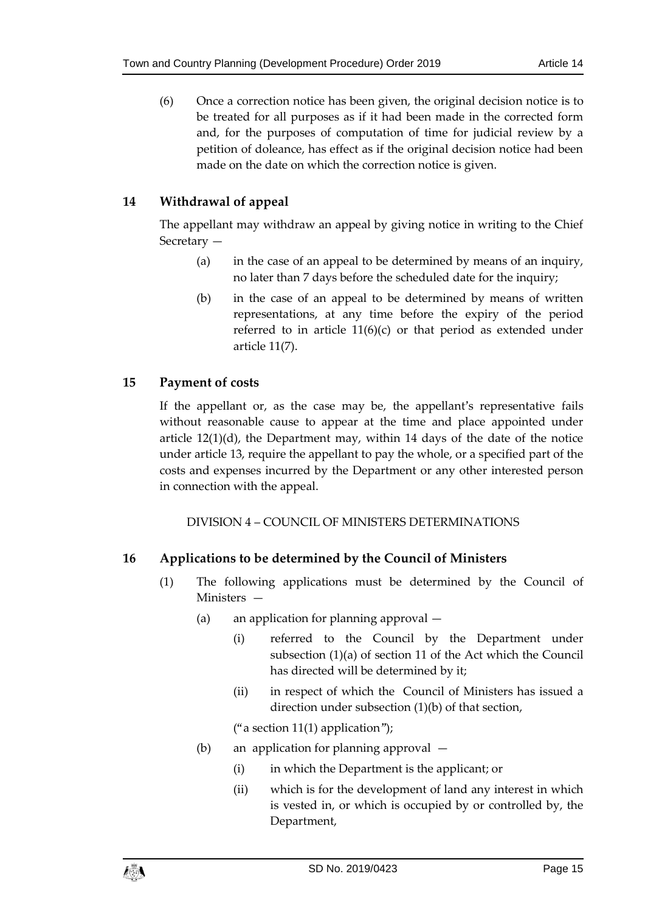(6) Once a correction notice has been given, the original decision notice is to be treated for all purposes as if it had been made in the corrected form and, for the purposes of computation of time for judicial review by a petition of doleance, has effect as if the original decision notice had been made on the date on which the correction notice is given.

## 14 Withdrawal of appeal

The appellant may withdraw an appeal by giving notice in writing to the Chief Secretary —

(a) in the case of an appeal to be determined by means of an inquiry, no later than 7 days before the scheduled date for the inquiry;

(b) in the case of an appeal to be determined by means of written representations, at any time before the expiry of the period referred to in article 11(6)(c) or that period as extended under article 11(7).

## 15 Payment of costs

If the appellant or, as the case may be, the appellant's representative fails without reasonable cause to appear at the time and place appointed under article 12(1)(d), the Department may, within 14 days of the date of the notice under article 13, require the appellant to pay the whole, or a specified part of the costs and expenses incurred by the Department or any other interested person in connection with the appeal.

DIVISION 4 – COUNCIL OF MINISTERS DETERMINATIONS

## 16 Applications to be determined by the Council of Ministers

(1) The following applications must be determined by the Council of Ministers —

(a) an application for planning approval —

(i) referred to the Council by the Department under subsection (1)(a) of section 11 of the Act which the Council has directed will be determined by it;

(ii) in respect of which the Council of Ministers has issued a direction under subsection (1)(b) of that section,

("a section 11(1) application");

(b) an application for planning approval —

(i) in which the Department is the applicant; or

(ii) which is for the development of land any interest in which is vested in, or which is occupied by or controlled by, the Department,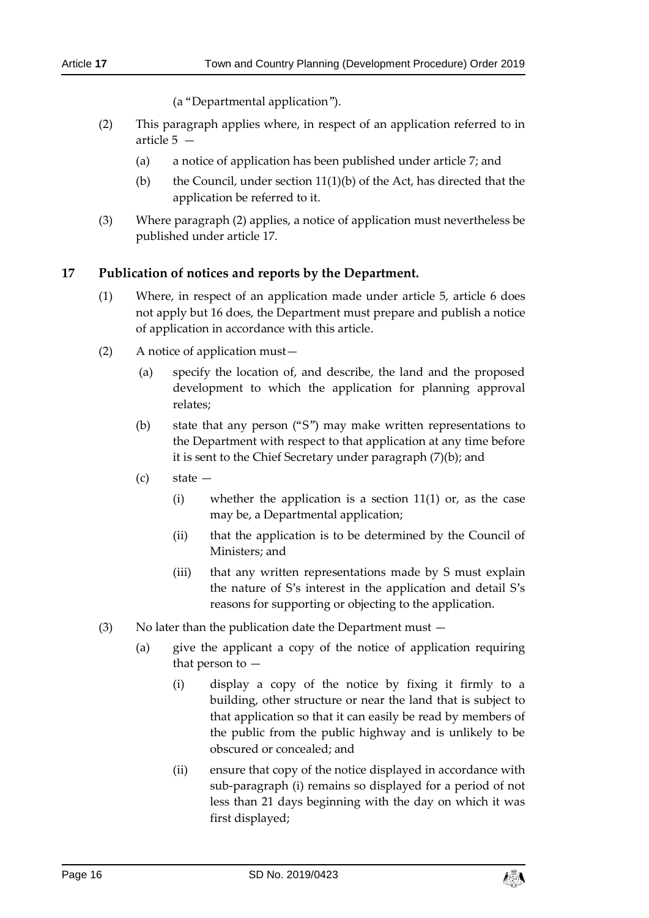(a "Departmental application").

(2) This paragraph applies where, in respect of an application referred to in article 5 —

(a) a notice of application has been published under article 7; and

(b) the Council, under section 11(1)(b) of the Act, has directed that the application be referred to it.

(3) Where paragraph (2) applies, a notice of application must nevertheless be published under article 17.

## 17 Publication of notices and reports by the Department.

(1) Where, in respect of an application made under article 5, article 6 does not apply but 16 does, the Department must prepare and publish a notice of application in accordance with this article.

(2) A notice of application must—

(a) specify the location of, and describe, the land and the proposed development to which the application for planning approval relates;

(b) state that any person ("S") may make written representations to the Department with respect to that application at any time before it is sent to the Chief Secretary under paragraph (7)(b); and

(c) state —

(i) whether the application is a section 11(1) or, as the case may be, a Departmental application;

(ii) that the application is to be determined by the Council of Ministers; and

(iii) that any written representations made by S must explain the nature of S's interest in the application and detail S's reasons for supporting or objecting to the application.

(3) No later than the publication date the Department must —

(a) give the applicant a copy of the notice of application requiring that person to —

(i) display a copy of the notice by fixing it firmly to a building, other structure or near the land that is subject to that application so that it can easily be read by members of the public from the public highway and is unlikely to be obscured or concealed; and

(ii) ensure that copy of the notice displayed in accordance with sub-paragraph (i) remains so displayed for a period of not less than 21 days beginning with the day on which it was first displayed;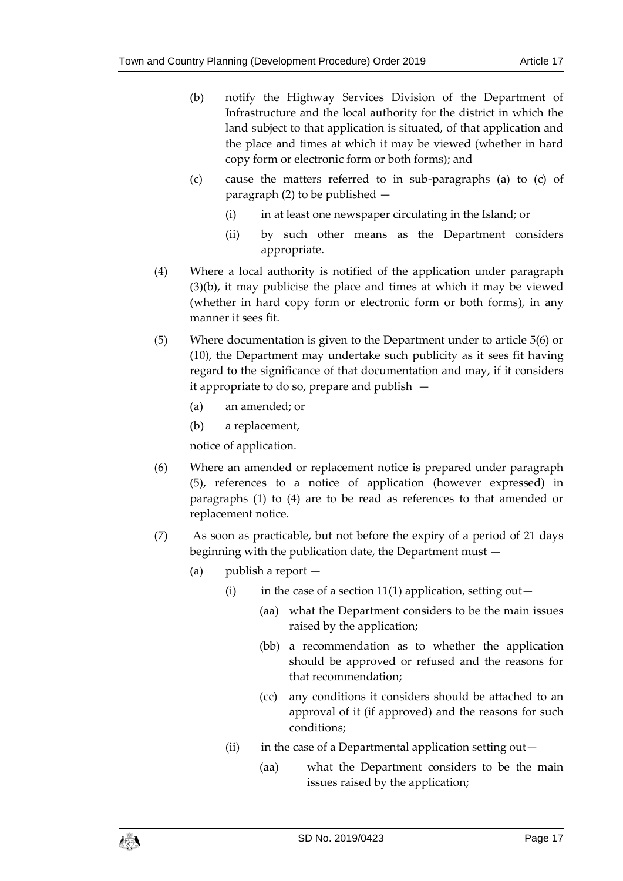(b) notify the Highway Services Division of the Department of Infrastructure and the local authority for the district in which the land subject to that application is situated, of that application and the place and times at which it may be viewed (whether in hard copy form or electronic form or both forms); and

(c) cause the matters referred to in sub-paragraphs (a) to (c) of paragraph (2) to be published —

(i) in at least one newspaper circulating in the Island; or

(ii) by such other means as the Department considers appropriate.

(4) Where a local authority is notified of the application under paragraph (3)(b), it may publicise the place and times at which it may be viewed (whether in hard copy form or electronic form or both forms), in any manner it sees fit.

(5) Where documentation is given to the Department under to article 5(6) or (10), the Department may undertake such publicity as it sees fit having regard to the significance of that documentation and may, if it considers it appropriate to do so, prepare and publish —

(a) an amended; or

(b) a replacement,

notice of application.

(6) Where an amended or replacement notice is prepared under paragraph (5), references to a notice of application (however expressed) in paragraphs (1) to (4) are to be read as references to that amended or replacement notice.

(7) As soon as practicable, but not before the expiry of a period of 21 days beginning with the publication date, the Department must —

(a) publish a report —

(i) in the case of a section 11(1) application, setting out—

(aa) what the Department considers to be the main issues raised by the application;

(bb) a recommendation as to whether the application should be approved or refused and the reasons for that recommendation;

(cc) any conditions it considers should be attached to an approval of it (if approved) and the reasons for such conditions;

(ii) in the case of a Departmental application setting out—

(aa) what the Department considers to be the main issues raised by the application;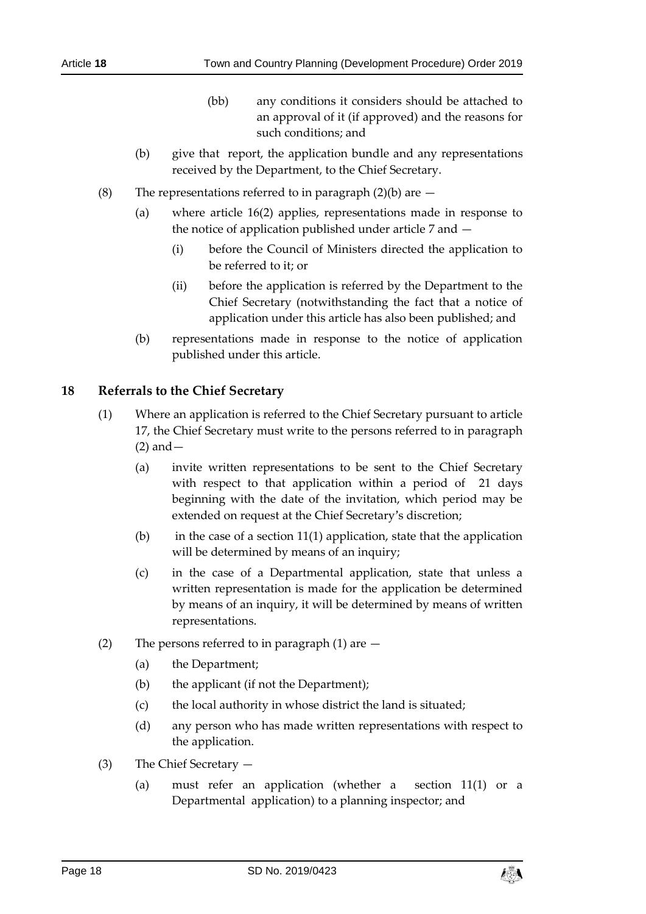(bb) any conditions it considers should be attached to an approval of it (if approved) and the reasons for such conditions; and

(b) give that report, the application bundle and any representations received by the Department, to the Chief Secretary.

(8) The representations referred to in paragraph (2)(b) are —

(a) where article 16(2) applies, representations made in response to the notice of application published under article 7 and —

(i) before the Council of Ministers directed the application to be referred to it; or

(ii) before the application is referred by the Department to the Chief Secretary (notwithstanding the fact that a notice of application under this article has also been published; and

(b) representations made in response to the notice of application published under this article.

## 18 Referrals to the Chief Secretary

(1) Where an application is referred to the Chief Secretary pursuant to article 17, the Chief Secretary must write to the persons referred to in paragraph (2) and—

(a) invite written representations to be sent to the Chief Secretary with respect to that application within a period of 21 days beginning with the date of the invitation, which period may be extended on request at the Chief Secretary's discretion;

(b) in the case of a section 11(1) application, state that the application will be determined by means of an inquiry;

(c) in the case of a Departmental application, state that unless a written representation is made for the application be determined by means of an inquiry, it will be determined by means of written representations.

(2) The persons referred to in paragraph (1) are —

(a) the Department;

(b) the applicant (if not the Department);

(c) the local authority in whose district the land is situated;

(d) any person who has made written representations with respect to the application.

(3) The Chief Secretary —

(a) must refer an application (whether a section 11(1) or a Departmental application) to a planning inspector; and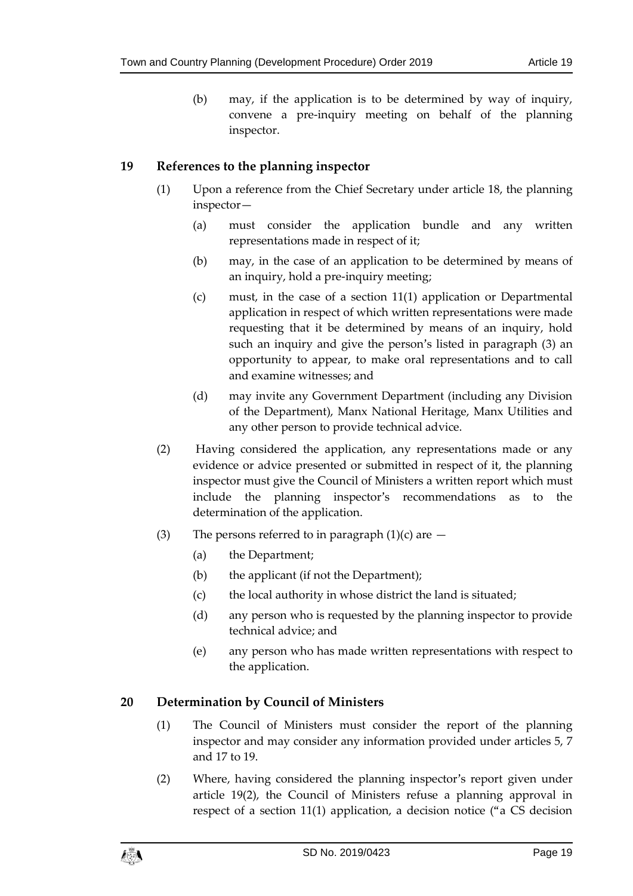(b) may, if the application is to be determined by way of inquiry, convene a pre-inquiry meeting on behalf of the planning inspector.

## 19 References to the planning inspector

(1) Upon a reference from the Chief Secretary under article 18, the planning inspector—

(a) must consider the application bundle and any written representations made in respect of it;

(b) may, in the case of an application to be determined by means of an inquiry, hold a pre-inquiry meeting;

(c) must, in the case of a section 11(1) application or Departmental application in respect of which written representations were made requesting that it be determined by means of an inquiry, hold such an inquiry and give the person's listed in paragraph (3) an opportunity to appear, to make oral representations and to call and examine witnesses; and

(d) may invite any Government Department (including any Division of the Department), Manx National Heritage, Manx Utilities and any other person to provide technical advice.

(2) Having considered the application, any representations made or any evidence or advice presented or submitted in respect of it, the planning inspector must give the Council of Ministers a written report which must include the planning inspector's recommendations as to the determination of the application.

(3) The persons referred to in paragraph (1)(c) are —

(a) the Department;

(b) the applicant (if not the Department);

(c) the local authority in whose district the land is situated;

(d) any person who is requested by the planning inspector to provide technical advice; and

(e) any person who has made written representations with respect to the application.

## 20 Determination by Council of Ministers

(1) The Council of Ministers must consider the report of the planning inspector and may consider any information provided under articles 5, 7 and 17 to 19.

(2) Where, having considered the planning inspector's report given under article 19(2), the Council of Ministers refuse a planning approval in respect of a section 11(1) application, a decision notice ("a CS decision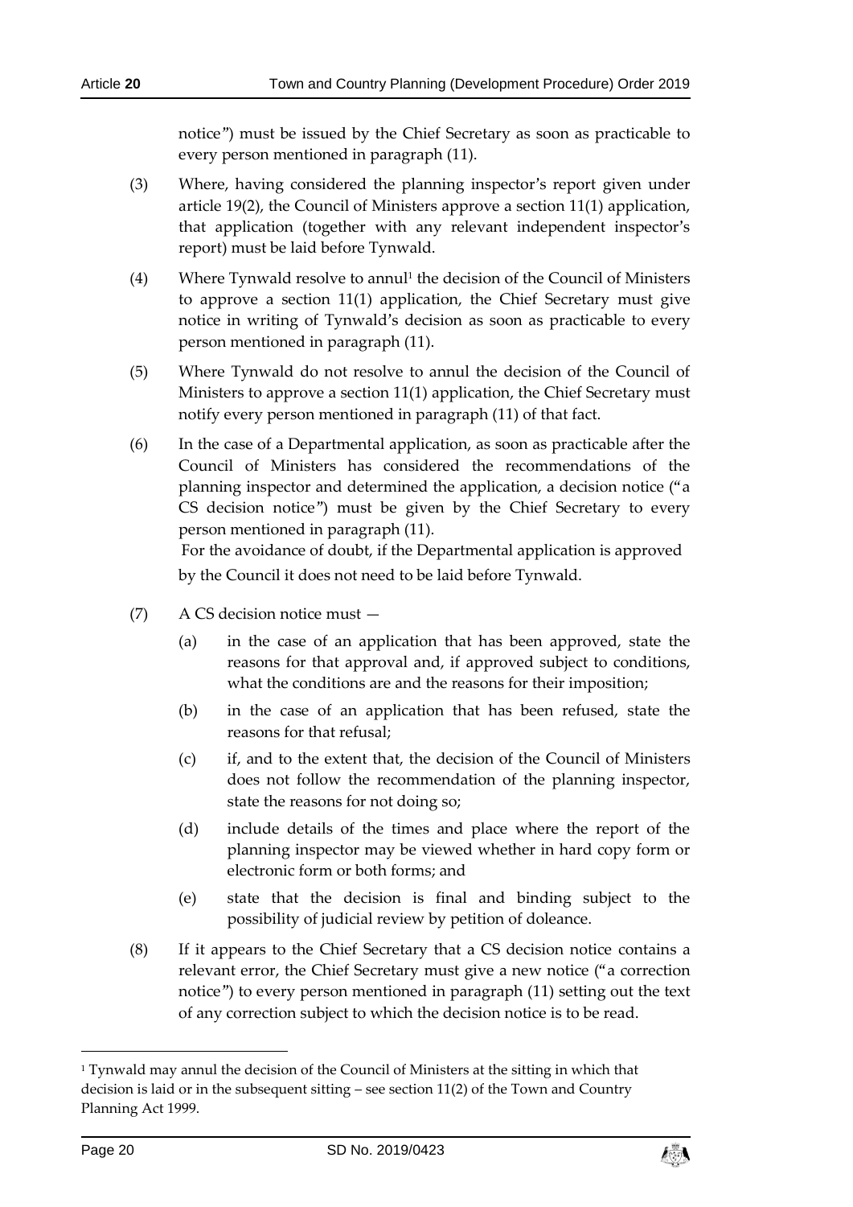notice") must be issued by the Chief Secretary as soon as practicable to every person mentioned in paragraph (11).

(3) Where, having considered the planning inspector's report given under article 19(2), the Council of Ministers approve a section 11(1) application, that application (together with any relevant independent inspector's report) must be laid before Tynwald.

(4) Where Tynwald resolve to annul[1] the decision of the Council of Ministers to approve a section 11(1) application, the Chief Secretary must give notice in writing of Tynwald's decision as soon as practicable to every person mentioned in paragraph (11).

(5) Where Tynwald do not resolve to annul the decision of the Council of Ministers to approve a section 11(1) application, the Chief Secretary must notify every person mentioned in paragraph (11) of that fact.

(6) In the case of a Departmental application, as soon as practicable after the Council of Ministers has considered the recommendations of the planning inspector and determined the application, a decision notice ("a CS decision notice") must be given by the Chief Secretary to every person mentioned in paragraph (11).

For the avoidance of doubt, if the Departmental application is approved by the Council it does not need to be laid before Tynwald.

(7) A CS decision notice must —

(a) in the case of an application that has been approved, state the reasons for that approval and, if approved subject to conditions, what the conditions are and the reasons for their imposition;

(b) in the case of an application that has been refused, state the reasons for that refusal;

(c) if, and to the extent that, the decision of the Council of Ministers does not follow the recommendation of the planning inspector, state the reasons for not doing so;

(d) include details of the times and place where the report of the planning inspector may be viewed whether in hard copy form or electronic form or both forms; and

(e) state that the decision is final and binding subject to the possibility of judicial review by petition of doleance.

(8) If it appears to the Chief Secretary that a CS decision notice contains a relevant error, the Chief Secretary must give a new notice ("a correction notice") to every person mentioned in paragraph (11) setting out the text of any correction subject to which the decision notice is to be read.

---

[1] Tynwald may annul the decision of the Council of Ministers at the sitting in which that decision is laid or in the subsequent sitting – see section 11(2) of the Town and Country Planning Act 1999.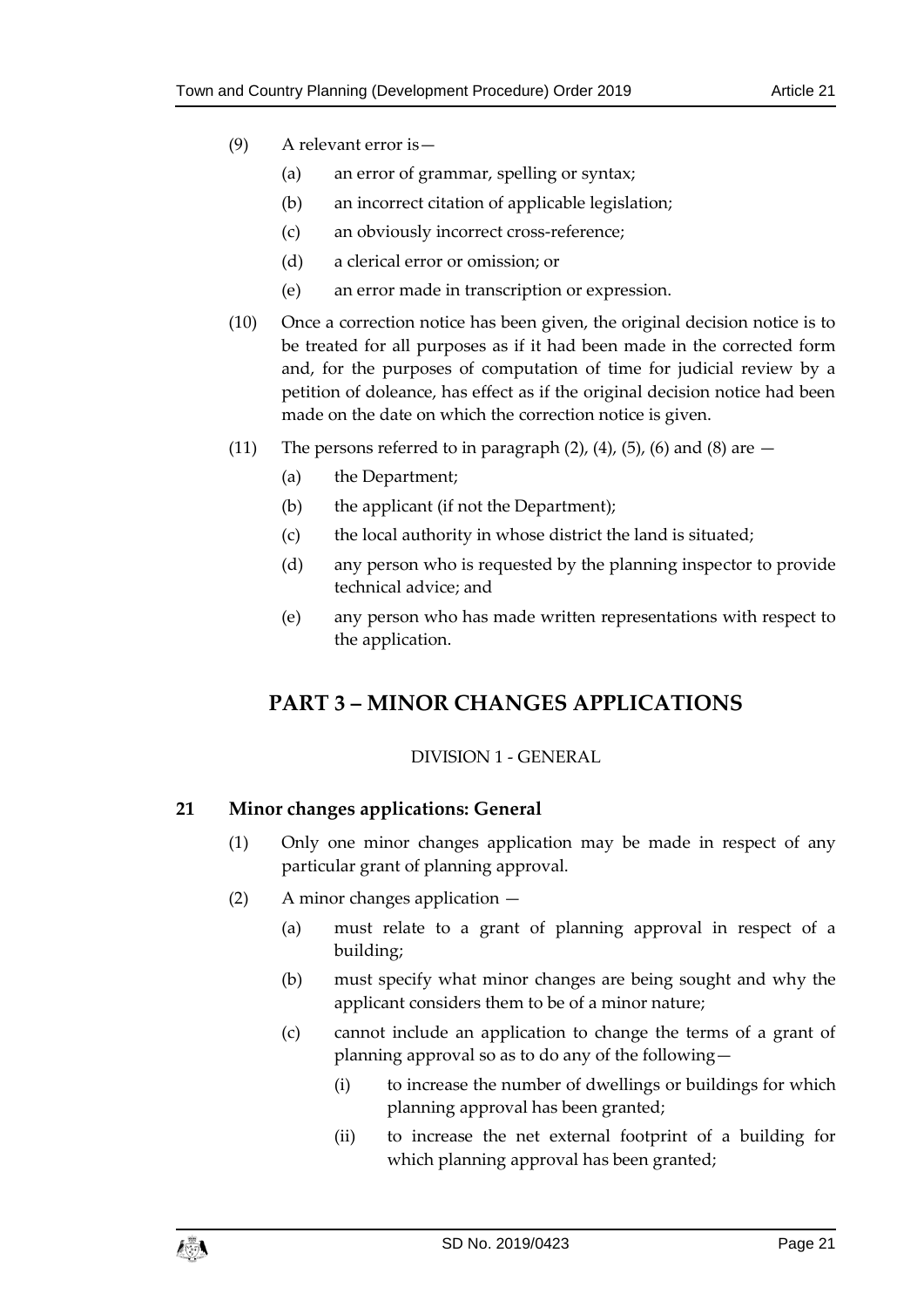(9) A relevant error is—

   (a) an error of grammar, spelling or syntax;

   (b) an incorrect citation of applicable legislation;

   (c) an obviously incorrect cross-reference;

   (d) a clerical error or omission; or

   (e) an error made in transcription or expression.

(10) Once a correction notice has been given, the original decision notice is to be treated for all purposes as if it had been made in the corrected form and, for the purposes of computation of time for judicial review by a petition of doleance, has effect as if the original decision notice had been made on the date on which the correction notice is given.

(11) The persons referred to in paragraph (2), (4), (5), (6) and (8) are —

   (a) the Department;

   (b) the applicant (if not the Department);

   (c) the local authority in whose district the land is situated;

   (d) any person who is requested by the planning inspector to provide technical advice; and

   (e) any person who has made written representations with respect to the application.

# PART 3 – MINOR CHANGES APPLICATIONS

DIVISION 1 - GENERAL

## 21 Minor changes applications: General

(1) Only one minor changes application may be made in respect of any particular grant of planning approval.

(2) A minor changes application —

   (a) must relate to a grant of planning approval in respect of a building;

   (b) must specify what minor changes are being sought and why the applicant considers them to be of a minor nature;

   (c) cannot include an application to change the terms of a grant of planning approval so as to do any of the following—

      (i) to increase the number of dwellings or buildings for which planning approval has been granted;

      (ii) to increase the net external footprint of a building for which planning approval has been granted;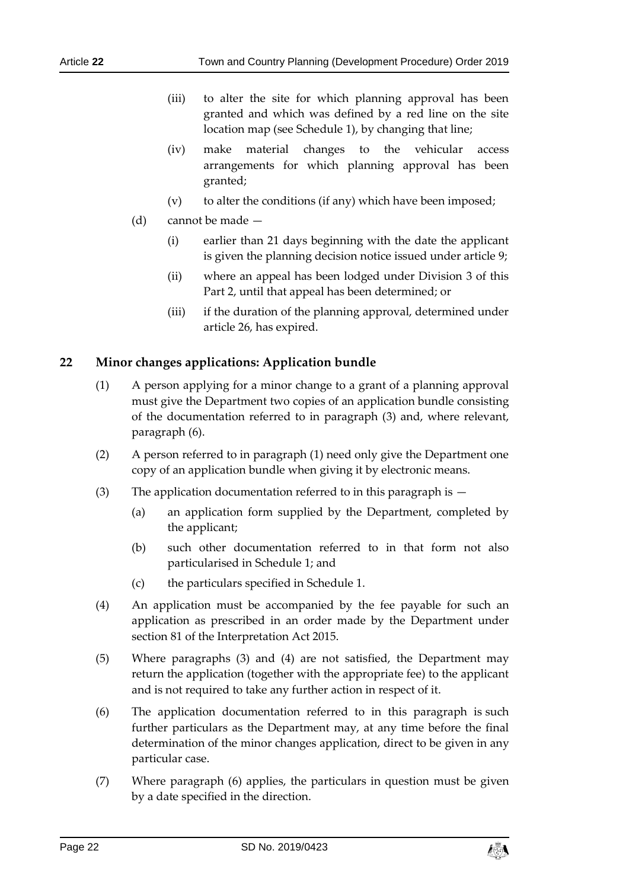(iii) to alter the site for which planning approval has been granted and which was defined by a red line on the site location map (see Schedule 1), by changing that line;

(iv) make material changes to the vehicular access arrangements for which planning approval has been granted;

(v) to alter the conditions (if any) which have been imposed;

(d) cannot be made —

(i) earlier than 21 days beginning with the date the applicant is given the planning decision notice issued under article 9;

(ii) where an appeal has been lodged under Division 3 of this Part 2, until that appeal has been determined; or

(iii) if the duration of the planning approval, determined under article 26, has expired.

## 22 Minor changes applications: Application bundle

(1) A person applying for a minor change to a grant of a planning approval must give the Department two copies of an application bundle consisting of the documentation referred to in paragraph (3) and, where relevant, paragraph (6).

(2) A person referred to in paragraph (1) need only give the Department one copy of an application bundle when giving it by electronic means.

(3) The application documentation referred to in this paragraph is —

(a) an application form supplied by the Department, completed by the applicant;

(b) such other documentation referred to in that form not also particularised in Schedule 1; and

(c) the particulars specified in Schedule 1.

(4) An application must be accompanied by the fee payable for such an application as prescribed in an order made by the Department under section 81 of the Interpretation Act 2015.

(5) Where paragraphs (3) and (4) are not satisfied, the Department may return the application (together with the appropriate fee) to the applicant and is not required to take any further action in respect of it.

(6) The application documentation referred to in this paragraph is such further particulars as the Department may, at any time before the final determination of the minor changes application, direct to be given in any particular case.

(7) Where paragraph (6) applies, the particulars in question must be given by a date specified in the direction.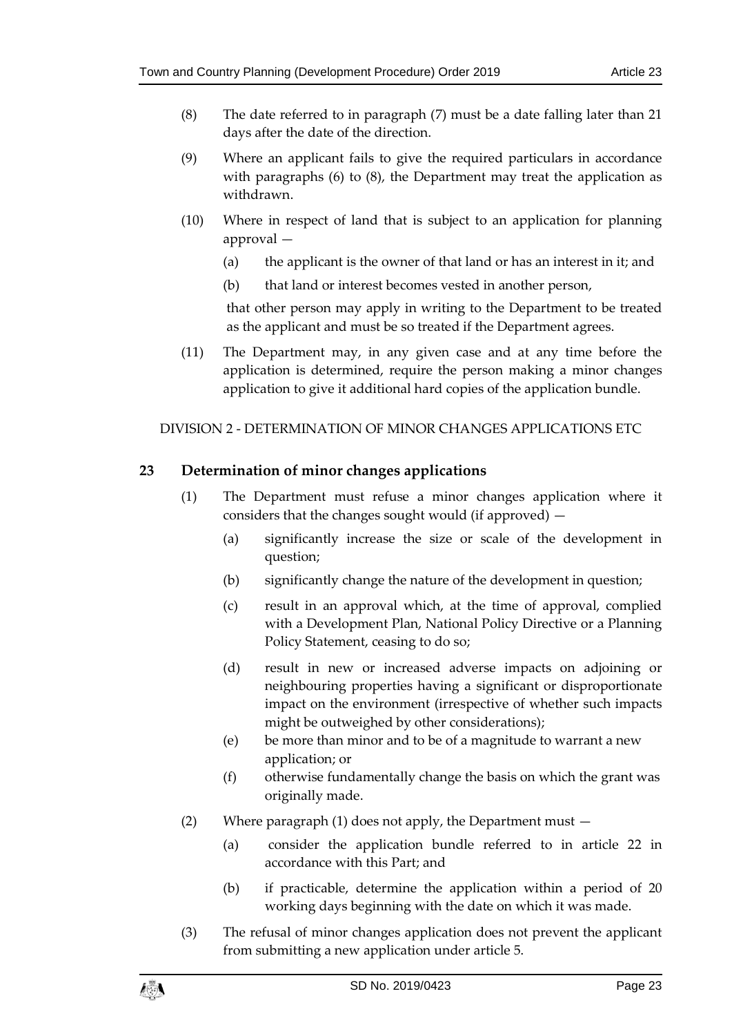(8) The date referred to in paragraph (7) must be a date falling later than 21 days after the date of the direction.

(9) Where an applicant fails to give the required particulars in accordance with paragraphs (6) to (8), the Department may treat the application as withdrawn.

(10) Where in respect of land that is subject to an application for planning approval —

(a) the applicant is the owner of that land or has an interest in it; and

(b) that land or interest becomes vested in another person,

that other person may apply in writing to the Department to be treated as the applicant and must be so treated if the Department agrees.

(11) The Department may, in any given case and at any time before the application is determined, require the person making a minor changes application to give it additional hard copies of the application bundle.

DIVISION 2 - DETERMINATION OF MINOR CHANGES APPLICATIONS ETC

## 23 Determination of minor changes applications

(1) The Department must refuse a minor changes application where it considers that the changes sought would (if approved) —

(a) significantly increase the size or scale of the development in question;

(b) significantly change the nature of the development in question;

(c) result in an approval which, at the time of approval, complied with a Development Plan, National Policy Directive or a Planning Policy Statement, ceasing to do so;

(d) result in new or increased adverse impacts on adjoining or neighbouring properties having a significant or disproportionate impact on the environment (irrespective of whether such impacts might be outweighed by other considerations);

(e) be more than minor and to be of a magnitude to warrant a new application; or

(f) otherwise fundamentally change the basis on which the grant was originally made.

(2) Where paragraph (1) does not apply, the Department must —

(a) consider the application bundle referred to in article 22 in accordance with this Part; and

(b) if practicable, determine the application within a period of 20 working days beginning with the date on which it was made.

(3) The refusal of minor changes application does not prevent the applicant from submitting a new application under article 5.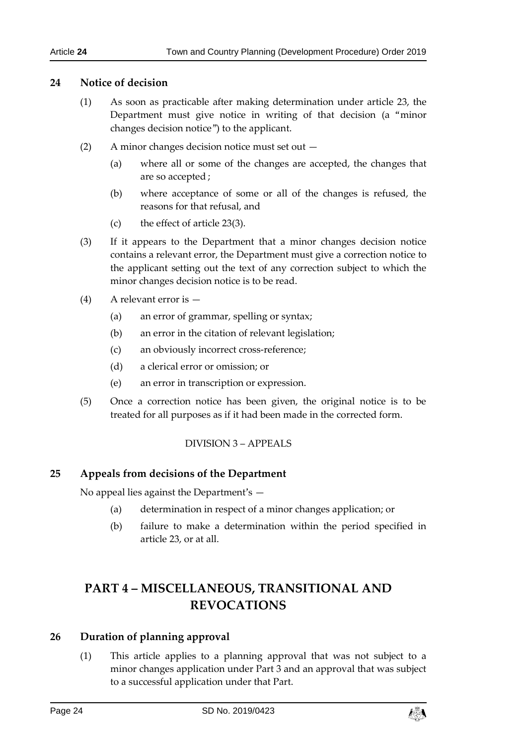## 24 Notice of decision

(1) As soon as practicable after making determination under article 23, the Department must give notice in writing of that decision (a "minor changes decision notice") to the applicant.

(2) A minor changes decision notice must set out —

(a) where all or some of the changes are accepted, the changes that are so accepted ;

(b) where acceptance of some or all of the changes is refused, the reasons for that refusal, and

(c) the effect of article 23(3).

(3) If it appears to the Department that a minor changes decision notice contains a relevant error, the Department must give a correction notice to the applicant setting out the text of any correction subject to which the minor changes decision notice is to be read.

(4) A relevant error is —

(a) an error of grammar, spelling or syntax;

(b) an error in the citation of relevant legislation;

(c) an obviously incorrect cross-reference;

(d) a clerical error or omission; or

(e) an error in transcription or expression.

(5) Once a correction notice has been given, the original notice is to be treated for all purposes as if it had been made in the corrected form.

DIVISION 3 – APPEALS

## 25 Appeals from decisions of the Department

No appeal lies against the Department's —

(a) determination in respect of a minor changes application; or

(b) failure to make a determination within the period specified in article 23, or at all.

# PART 4 – MISCELLANEOUS, TRANSITIONAL AND REVOCATIONS

## 26 Duration of planning approval

(1) This article applies to a planning approval that was not subject to a minor changes application under Part 3 and an approval that was subject to a successful application under that Part.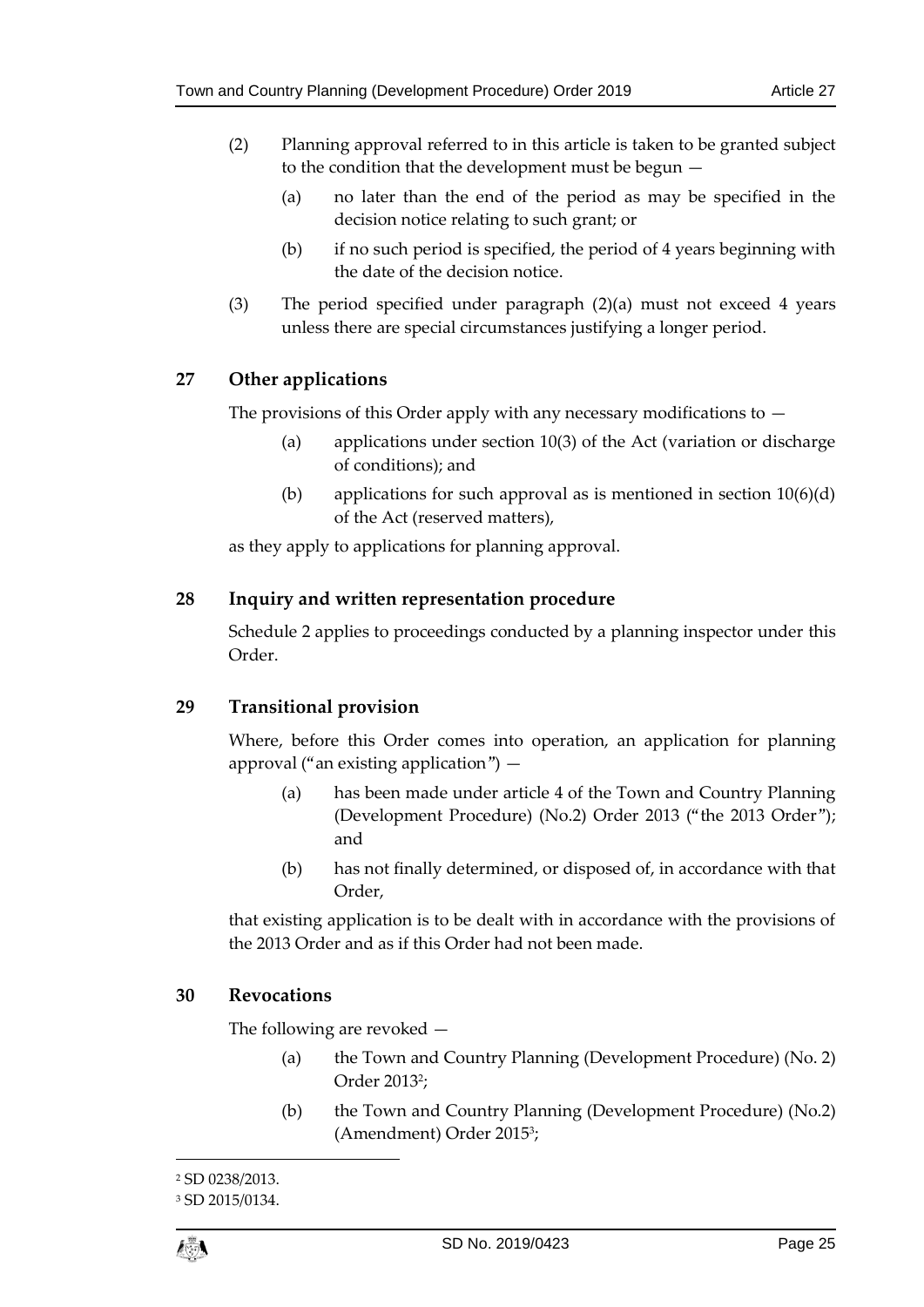(2) Planning approval referred to in this article is taken to be granted subject to the condition that the development must be begun —

(a) no later than the end of the period as may be specified in the decision notice relating to such grant; or

(b) if no such period is specified, the period of 4 years beginning with the date of the decision notice.

(3) The period specified under paragraph (2)(a) must not exceed 4 years unless there are special circumstances justifying a longer period.

## 27 Other applications

The provisions of this Order apply with any necessary modifications to —

(a) applications under section 10(3) of the Act (variation or discharge of conditions); and

(b) applications for such approval as is mentioned in section 10(6)(d) of the Act (reserved matters),

as they apply to applications for planning approval.

## 28 Inquiry and written representation procedure

Schedule 2 applies to proceedings conducted by a planning inspector under this Order.

## 29 Transitional provision

Where, before this Order comes into operation, an application for planning approval ("an existing application") —

(a) has been made under article 4 of the Town and Country Planning (Development Procedure) (No.2) Order 2013 ("the 2013 Order"); and

(b) has not finally determined, or disposed of, in accordance with that Order,

that existing application is to be dealt with in accordance with the provisions of the 2013 Order and as if this Order had not been made.

## 30 Revocations

The following are revoked —

(a) the Town and Country Planning (Development Procedure) (No. 2) Order 2013[2];

(b) the Town and Country Planning (Development Procedure) (No.2) (Amendment) Order 2015[3];

---

[2] SD 0238/2013.

[3] SD 2015/0134.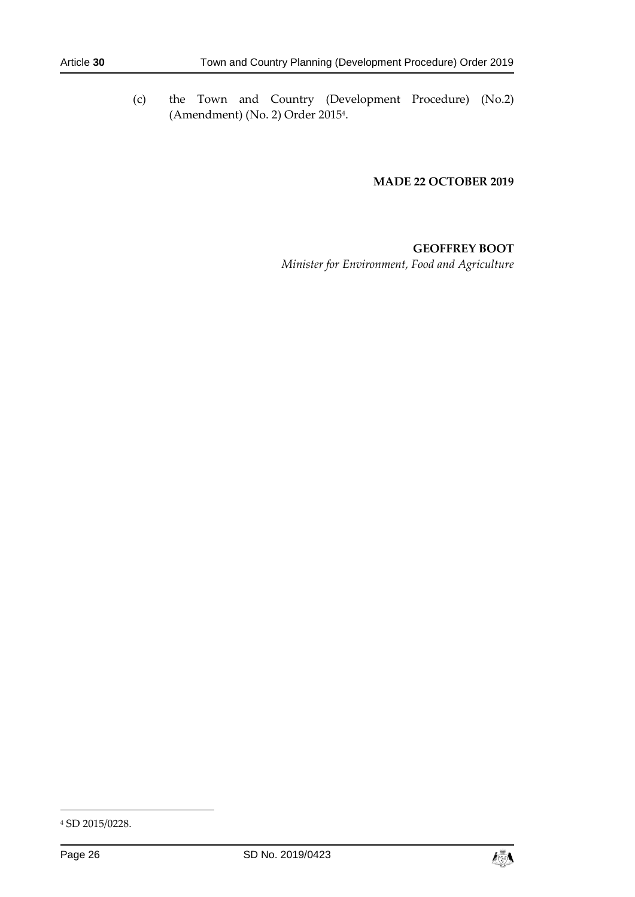(c) the Town and Country (Development Procedure) (No.2) (Amendment) (No. 2) Order 2015[4].

**MADE 22 OCTOBER 2019**

**GEOFFREY BOOT**
*Minister for Environment, Food and Agriculture*

---

[4] SD 2015/0228.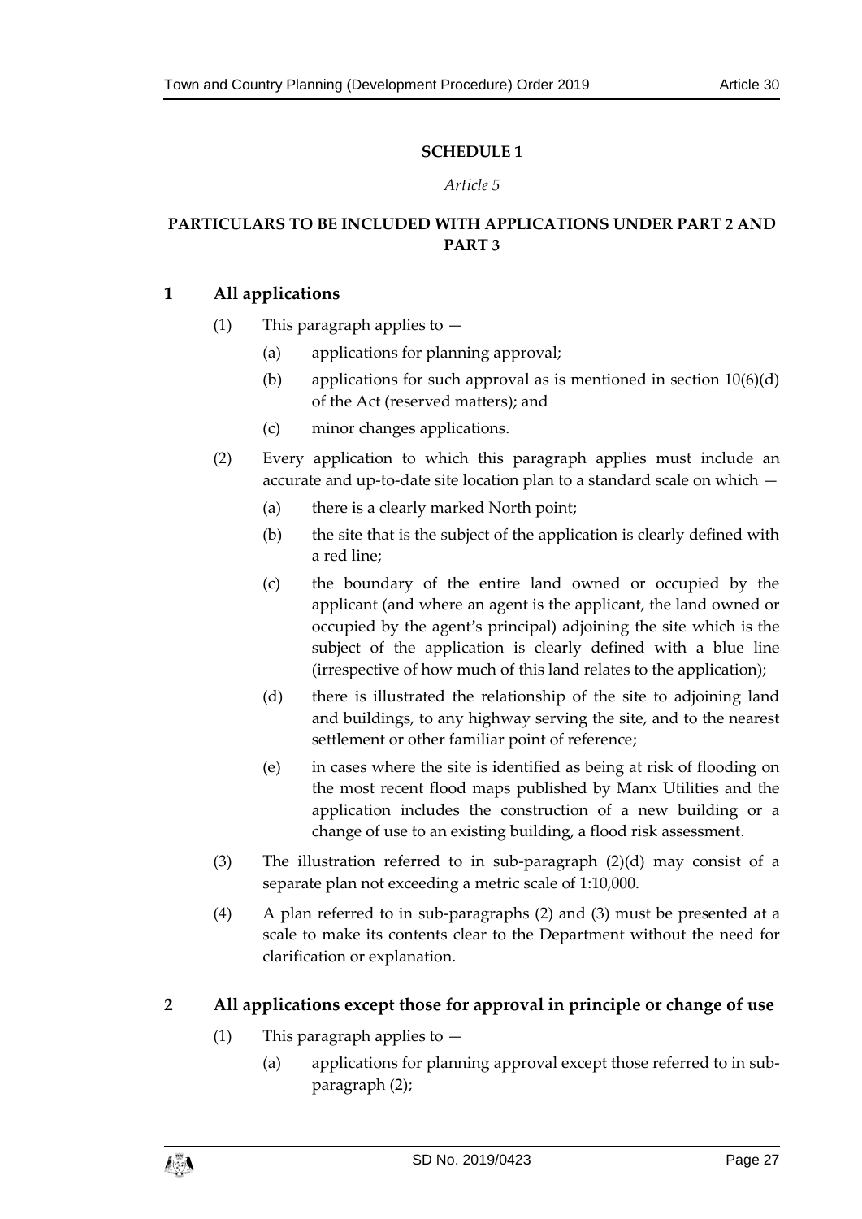## SCHEDULE 1

*Article 5*

## PARTICULARS TO BE INCLUDED WITH APPLICATIONS UNDER PART 2 AND PART 3

### 1 All applications

(1) This paragraph applies to —

(a) applications for planning approval;

(b) applications for such approval as is mentioned in section 10(6)(d) of the Act (reserved matters); and

(c) minor changes applications.

(2) Every application to which this paragraph applies must include an accurate and up-to-date site location plan to a standard scale on which —

(a) there is a clearly marked North point;

(b) the site that is the subject of the application is clearly defined with a red line;

(c) the boundary of the entire land owned or occupied by the applicant (and where an agent is the applicant, the land owned or occupied by the agent's principal) adjoining the site which is the subject of the application is clearly defined with a blue line (irrespective of how much of this land relates to the application);

(d) there is illustrated the relationship of the site to adjoining land and buildings, to any highway serving the site, and to the nearest settlement or other familiar point of reference;

(e) in cases where the site is identified as being at risk of flooding on the most recent flood maps published by Manx Utilities and the application includes the construction of a new building or a change of use to an existing building, a flood risk assessment.

(3) The illustration referred to in sub-paragraph (2)(d) may consist of a separate plan not exceeding a metric scale of 1:10,000.

(4) A plan referred to in sub-paragraphs (2) and (3) must be presented at a scale to make its contents clear to the Department without the need for clarification or explanation.

### 2 All applications except those for approval in principle or change of use

(1) This paragraph applies to —

(a) applications for planning approval except those referred to in sub-paragraph (2);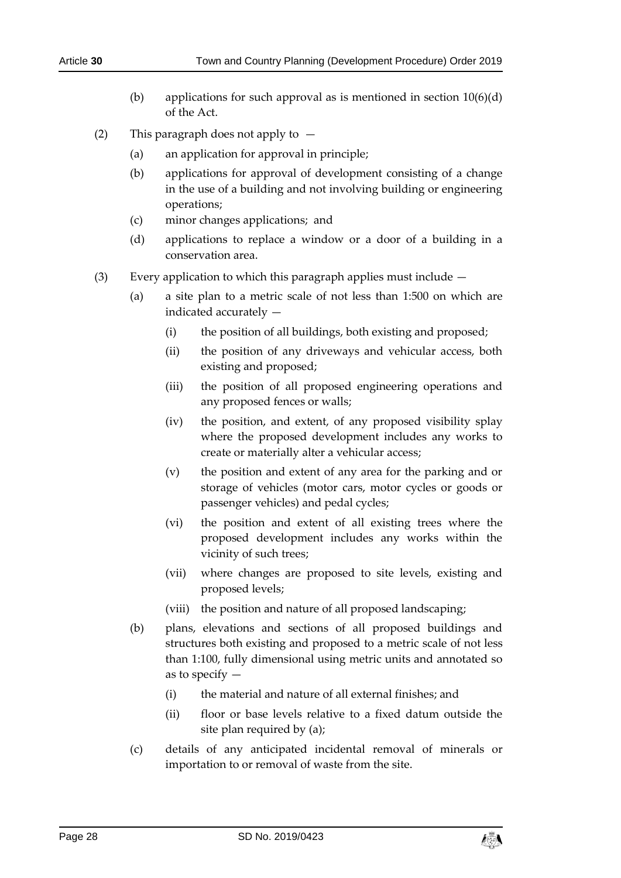(b) applications for such approval as is mentioned in section 10(6)(d) of the Act.

(2) This paragraph does not apply to —

(a) an application for approval in principle;

(b) applications for approval of development consisting of a change in the use of a building and not involving building or engineering operations;

(c) minor changes applications; and

(d) applications to replace a window or a door of a building in a conservation area.

(3) Every application to which this paragraph applies must include —

(a) a site plan to a metric scale of not less than 1:500 on which are indicated accurately —

(i) the position of all buildings, both existing and proposed;

(ii) the position of any driveways and vehicular access, both existing and proposed;

(iii) the position of all proposed engineering operations and any proposed fences or walls;

(iv) the position, and extent, of any proposed visibility splay where the proposed development includes any works to create or materially alter a vehicular access;

(v) the position and extent of any area for the parking and or storage of vehicles (motor cars, motor cycles or goods or passenger vehicles) and pedal cycles;

(vi) the position and extent of all existing trees where the proposed development includes any works within the vicinity of such trees;

(vii) where changes are proposed to site levels, existing and proposed levels;

(viii) the position and nature of all proposed landscaping;

(b) plans, elevations and sections of all proposed buildings and structures both existing and proposed to a metric scale of not less than 1:100, fully dimensional using metric units and annotated so as to specify —

(i) the material and nature of all external finishes; and

(ii) floor or base levels relative to a fixed datum outside the site plan required by (a);

(c) details of any anticipated incidental removal of minerals or importation to or removal of waste from the site.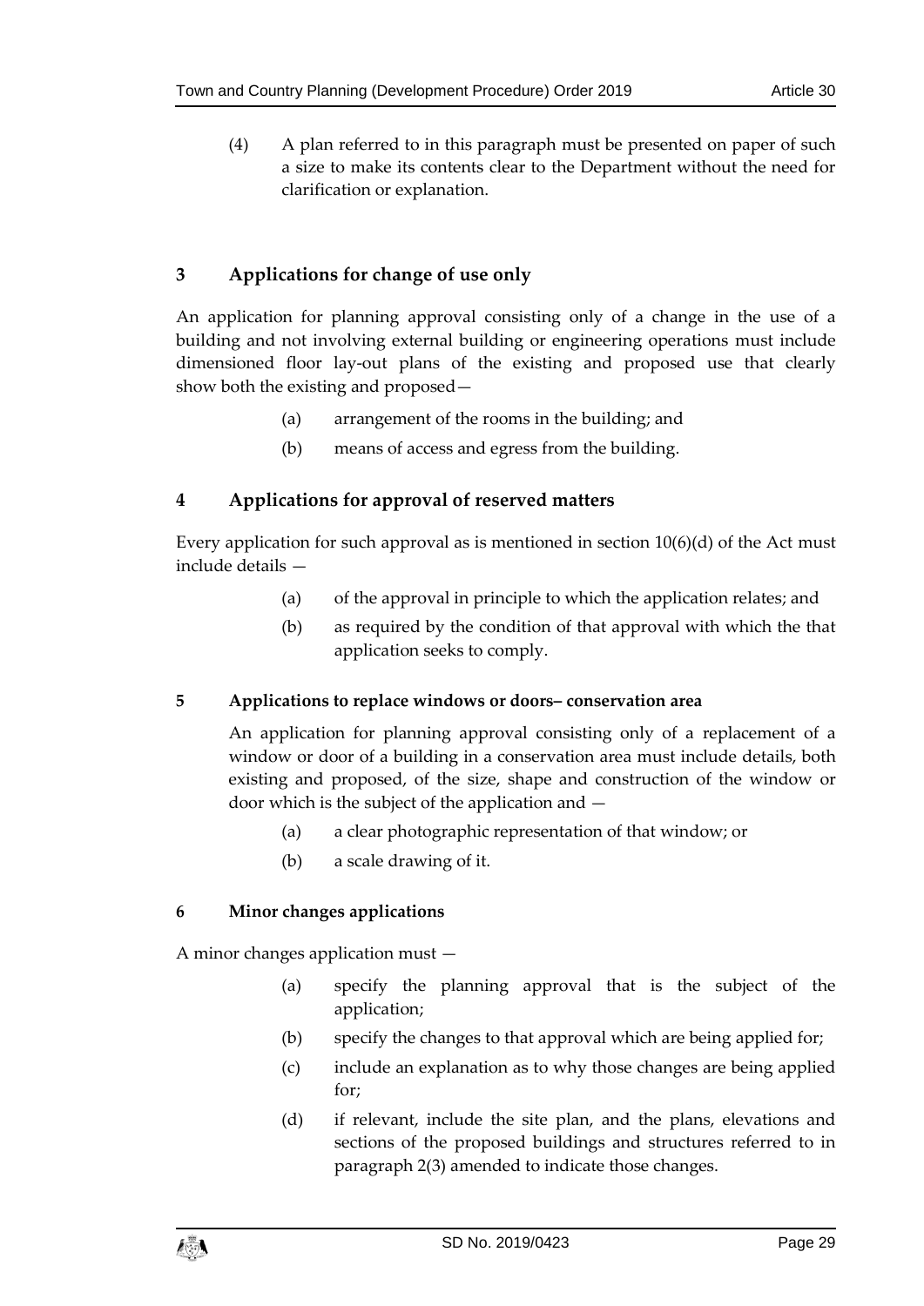(4) A plan referred to in this paragraph must be presented on paper of such a size to make its contents clear to the Department without the need for clarification or explanation.

## 3 Applications for change of use only

An application for planning approval consisting only of a change in the use of a building and not involving external building or engineering operations must include dimensioned floor lay-out plans of the existing and proposed use that clearly show both the existing and proposed—

(a) arrangement of the rooms in the building; and

(b) means of access and egress from the building.

## 4 Applications for approval of reserved matters

Every application for such approval as is mentioned in section 10(6)(d) of the Act must include details —

(a) of the approval in principle to which the application relates; and

(b) as required by the condition of that approval with which the that application seeks to comply.

### 5 Applications to replace windows or doors– conservation area

An application for planning approval consisting only of a replacement of a window or door of a building in a conservation area must include details, both existing and proposed, of the size, shape and construction of the window or door which is the subject of the application and —

(a) a clear photographic representation of that window; or

(b) a scale drawing of it.

### 6 Minor changes applications

A minor changes application must —

(a) specify the planning approval that is the subject of the application;

(b) specify the changes to that approval which are being applied for;

(c) include an explanation as to why those changes are being applied for;

(d) if relevant, include the site plan, and the plans, elevations and sections of the proposed buildings and structures referred to in paragraph 2(3) amended to indicate those changes.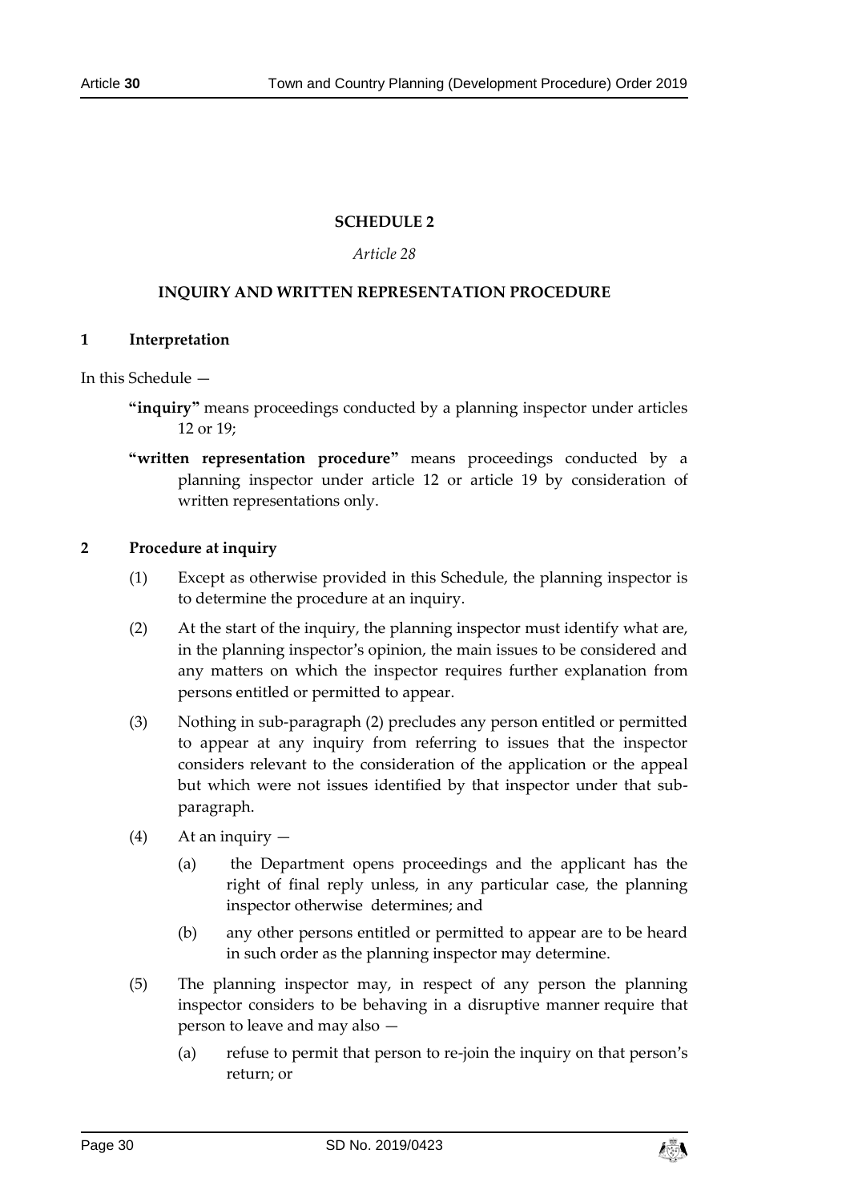## SCHEDULE 2

*Article 28*

### INQUIRY AND WRITTEN REPRESENTATION PROCEDURE

**1 Interpretation**

In this Schedule —

**"inquiry"** means proceedings conducted by a planning inspector under articles 12 or 19;

**"written representation procedure"** means proceedings conducted by a planning inspector under article 12 or article 19 by consideration of written representations only.

**2 Procedure at inquiry**

(1) Except as otherwise provided in this Schedule, the planning inspector is to determine the procedure at an inquiry.

(2) At the start of the inquiry, the planning inspector must identify what are, in the planning inspector's opinion, the main issues to be considered and any matters on which the inspector requires further explanation from persons entitled or permitted to appear.

(3) Nothing in sub-paragraph (2) precludes any person entitled or permitted to appear at any inquiry from referring to issues that the inspector considers relevant to the consideration of the application or the appeal but which were not issues identified by that inspector under that sub-paragraph.

(4) At an inquiry —

(a) the Department opens proceedings and the applicant has the right of final reply unless, in any particular case, the planning inspector otherwise determines; and

(b) any other persons entitled or permitted to appear are to be heard in such order as the planning inspector may determine.

(5) The planning inspector may, in respect of any person the planning inspector considers to be behaving in a disruptive manner require that person to leave and may also —

(a) refuse to permit that person to re-join the inquiry on that person's return; or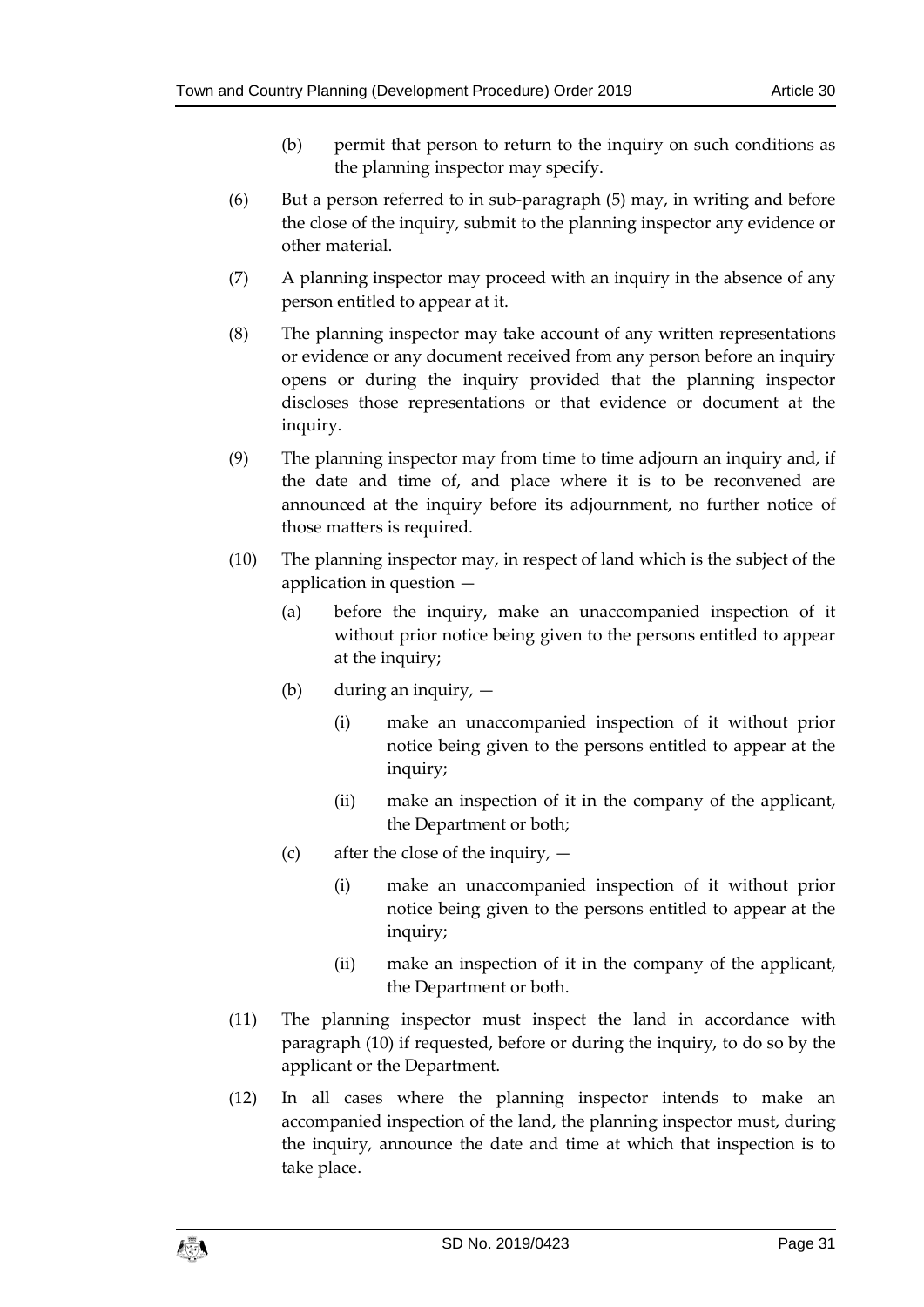(b) permit that person to return to the inquiry on such conditions as the planning inspector may specify.

(6) But a person referred to in sub-paragraph (5) may, in writing and before the close of the inquiry, submit to the planning inspector any evidence or other material.

(7) A planning inspector may proceed with an inquiry in the absence of any person entitled to appear at it.

(8) The planning inspector may take account of any written representations or evidence or any document received from any person before an inquiry opens or during the inquiry provided that the planning inspector discloses those representations or that evidence or document at the inquiry.

(9) The planning inspector may from time to time adjourn an inquiry and, if the date and time of, and place where it is to be reconvened are announced at the inquiry before its adjournment, no further notice of those matters is required.

(10) The planning inspector may, in respect of land which is the subject of the application in question —

(a) before the inquiry, make an unaccompanied inspection of it without prior notice being given to the persons entitled to appear at the inquiry;

(b) during an inquiry, —

(i) make an unaccompanied inspection of it without prior notice being given to the persons entitled to appear at the inquiry;

(ii) make an inspection of it in the company of the applicant, the Department or both;

(c) after the close of the inquiry, —

(i) make an unaccompanied inspection of it without prior notice being given to the persons entitled to appear at the inquiry;

(ii) make an inspection of it in the company of the applicant, the Department or both.

(11) The planning inspector must inspect the land in accordance with paragraph (10) if requested, before or during the inquiry, to do so by the applicant or the Department.

(12) In all cases where the planning inspector intends to make an accompanied inspection of the land, the planning inspector must, during the inquiry, announce the date and time at which that inspection is to take place.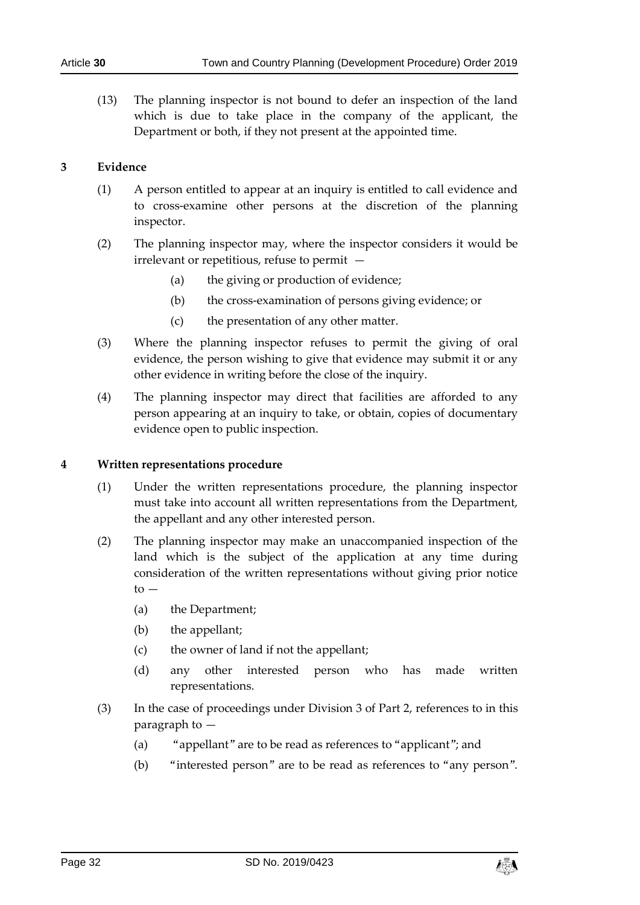(13) The planning inspector is not bound to defer an inspection of the land which is due to take place in the company of the applicant, the Department or both, if they not present at the appointed time.

## 3 Evidence

(1) A person entitled to appear at an inquiry is entitled to call evidence and to cross-examine other persons at the discretion of the planning inspector.

(2) The planning inspector may, where the inspector considers it would be irrelevant or repetitious, refuse to permit —

(a) the giving or production of evidence;

(b) the cross-examination of persons giving evidence; or

(c) the presentation of any other matter.

(3) Where the planning inspector refuses to permit the giving of oral evidence, the person wishing to give that evidence may submit it or any other evidence in writing before the close of the inquiry.

(4) The planning inspector may direct that facilities are afforded to any person appearing at an inquiry to take, or obtain, copies of documentary evidence open to public inspection.

## 4 Written representations procedure

(1) Under the written representations procedure, the planning inspector must take into account all written representations from the Department, the appellant and any other interested person.

(2) The planning inspector may make an unaccompanied inspection of the land which is the subject of the application at any time during consideration of the written representations without giving prior notice to —

(a) the Department;

(b) the appellant;

(c) the owner of land if not the appellant;

(d) any other interested person who has made written representations.

(3) In the case of proceedings under Division 3 of Part 2, references to in this paragraph to —

(a) "appellant" are to be read as references to "applicant"; and

(b) "interested person" are to be read as references to "any person".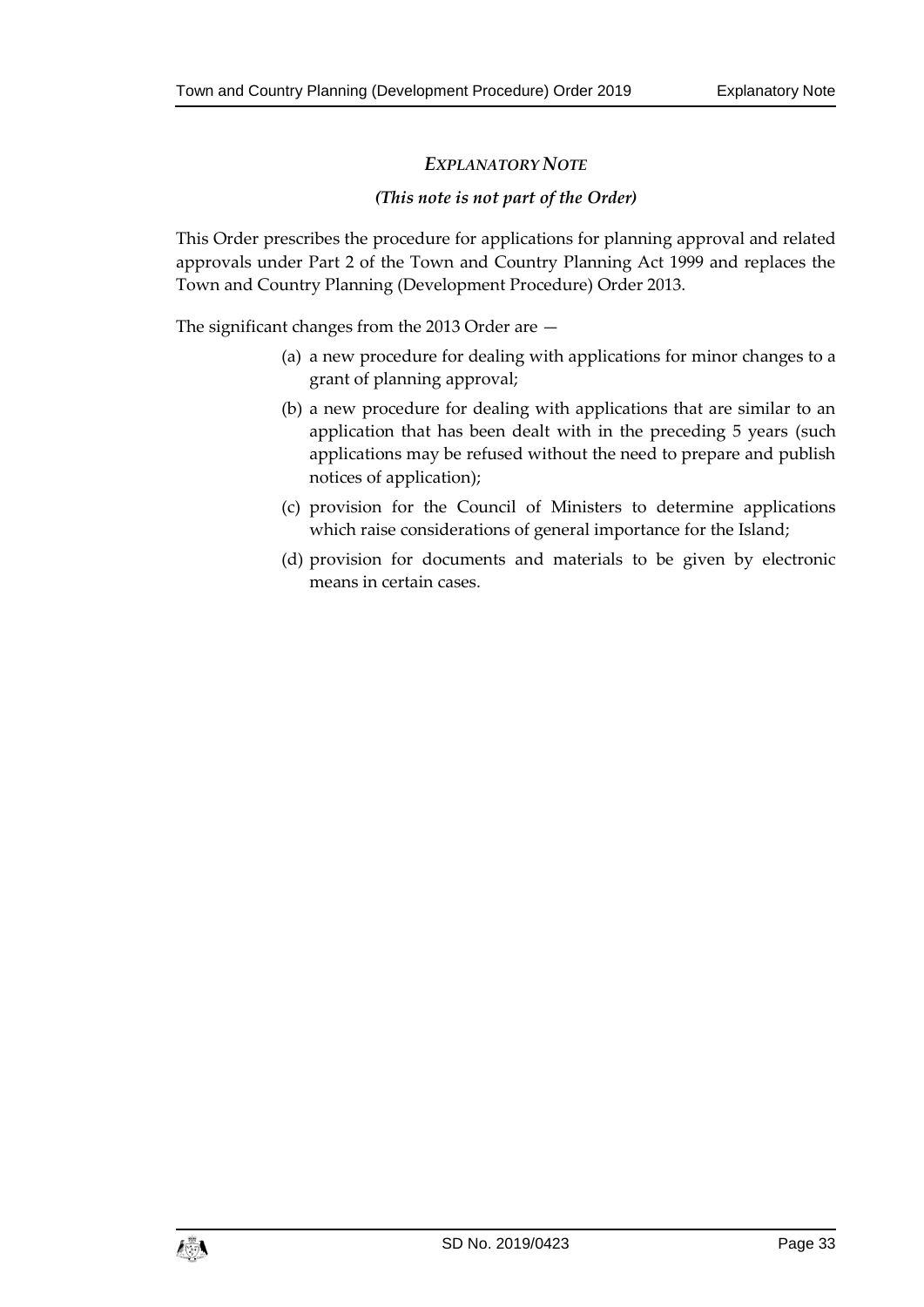## *EXPLANATORY NOTE*

***(This note is not part of the Order)***

This Order prescribes the procedure for applications for planning approval and related approvals under Part 2 of the Town and Country Planning Act 1999 and replaces the Town and Country Planning (Development Procedure) Order 2013.

The significant changes from the 2013 Order are —

(a) a new procedure for dealing with applications for minor changes to a grant of planning approval;

(b) a new procedure for dealing with applications that are similar to an application that has been dealt with in the preceding 5 years (such applications may be refused without the need to prepare and publish notices of application);

(c) provision for the Council of Ministers to determine applications which raise considerations of general importance for the Island;

(d) provision for documents and materials to be given by electronic means in certain cases.